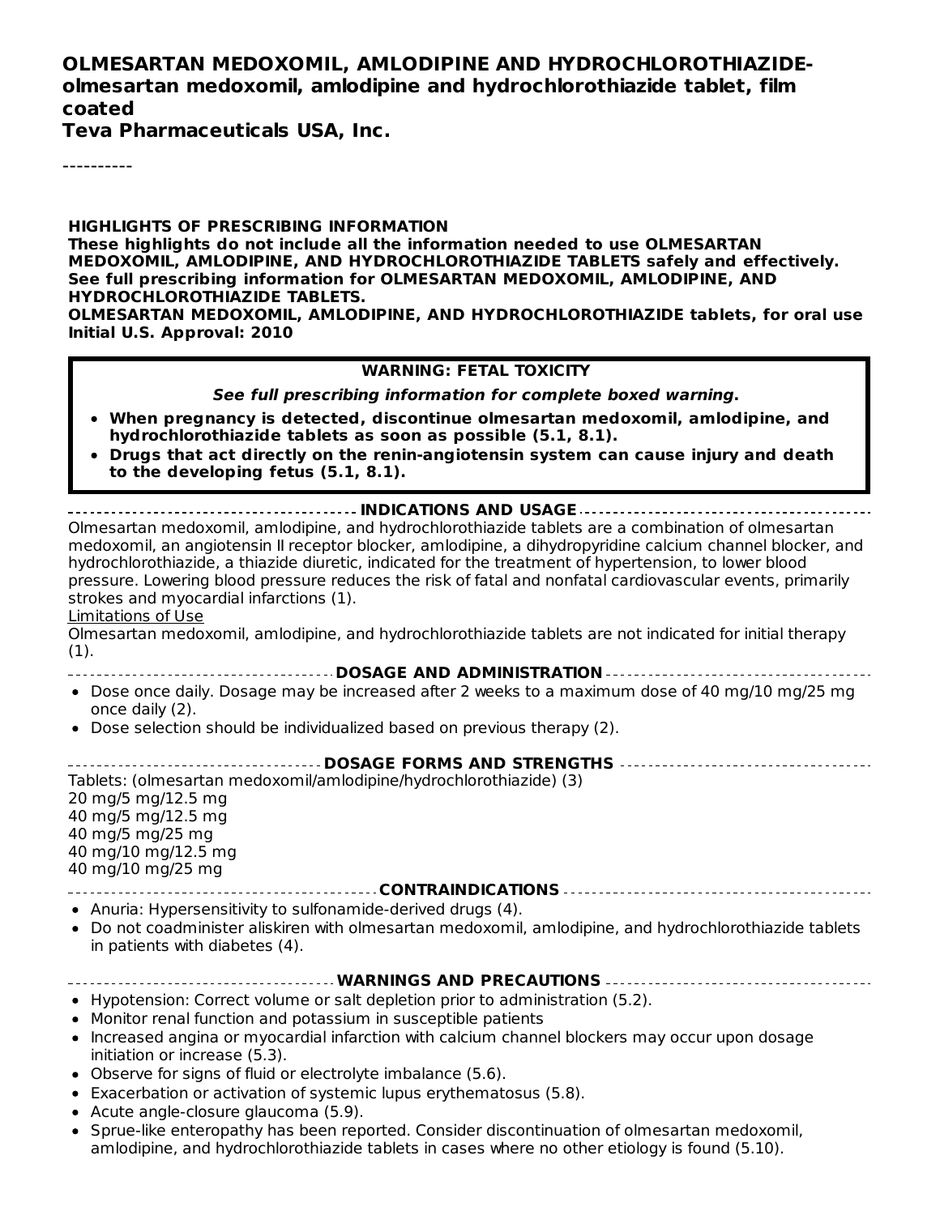**OLMESARTAN MEDOXOMIL, AMLODIPINE AND HYDROCHLOROTHIAZIDE- olmesartan medoxomil, amlodipine and hydrochlorothiazide tablet, film coated**
**Teva Pharmaceuticals USA, Inc.**

----------

**HIGHLIGHTS OF PRESCRIBING INFORMATION**
**These highlights do not include all the information needed to use OLMESARTAN MEDOXOMIL, AMLODIPINE, AND HYDROCHLOROTHIAZIDE TABLETS safely and effectively. See full prescribing information for OLMESARTAN MEDOXOMIL, AMLODIPINE, AND HYDROCHLOROTHIAZIDE TABLETS.**
**OLMESARTAN MEDOXOMIL, AMLODIPINE, AND HYDROCHLOROTHIAZIDE tablets, for oral use**
**Initial U.S. Approval: 2010**

**WARNING: FETAL TOXICITY**

***See full prescribing information for complete boxed warning.***

- **When pregnancy is detected, discontinue olmesartan medoxomil, amlodipine, and hydrochlorothiazide tablets as soon as possible (5.1, 8.1).**
- **Drugs that act directly on the renin-angiotensin system can cause injury and death to the developing fetus (5.1, 8.1).**

**INDICATIONS AND USAGE**

Olmesartan medoxomil, amlodipine, and hydrochlorothiazide tablets are a combination of olmesartan medoxomil, an angiotensin II receptor blocker, amlodipine, a dihydropyridine calcium channel blocker, and hydrochlorothiazide, a thiazide diuretic, indicated for the treatment of hypertension, to lower blood pressure. Lowering blood pressure reduces the risk of fatal and nonfatal cardiovascular events, primarily strokes and myocardial infarctions (1).

Limitations of Use

Olmesartan medoxomil, amlodipine, and hydrochlorothiazide tablets are not indicated for initial therapy (1).

**DOSAGE AND ADMINISTRATION**

- Dose once daily. Dosage may be increased after 2 weeks to a maximum dose of 40 mg/10 mg/25 mg once daily (2).
- Dose selection should be individualized based on previous therapy (2).

**DOSAGE FORMS AND STRENGTHS**

Tablets: (olmesartan medoxomil/amlodipine/hydrochlorothiazide) (3)
20 mg/5 mg/12.5 mg
40 mg/5 mg/12.5 mg
40 mg/5 mg/25 mg
40 mg/10 mg/12.5 mg
40 mg/10 mg/25 mg

**CONTRAINDICATIONS**

- Anuria: Hypersensitivity to sulfonamide-derived drugs (4).
- Do not coadminister aliskiren with olmesartan medoxomil, amlodipine, and hydrochlorothiazide tablets in patients with diabetes (4).

**WARNINGS AND PRECAUTIONS**

- Hypotension: Correct volume or salt depletion prior to administration (5.2).
- Monitor renal function and potassium in susceptible patients
- Increased angina or myocardial infarction with calcium channel blockers may occur upon dosage initiation or increase (5.3).
- Observe for signs of fluid or electrolyte imbalance (5.6).
- Exacerbation or activation of systemic lupus erythematosus (5.8).
- Acute angle-closure glaucoma (5.9).
- Sprue-like enteropathy has been reported. Consider discontinuation of olmesartan medoxomil, amlodipine, and hydrochlorothiazide tablets in cases where no other etiology is found (5.10).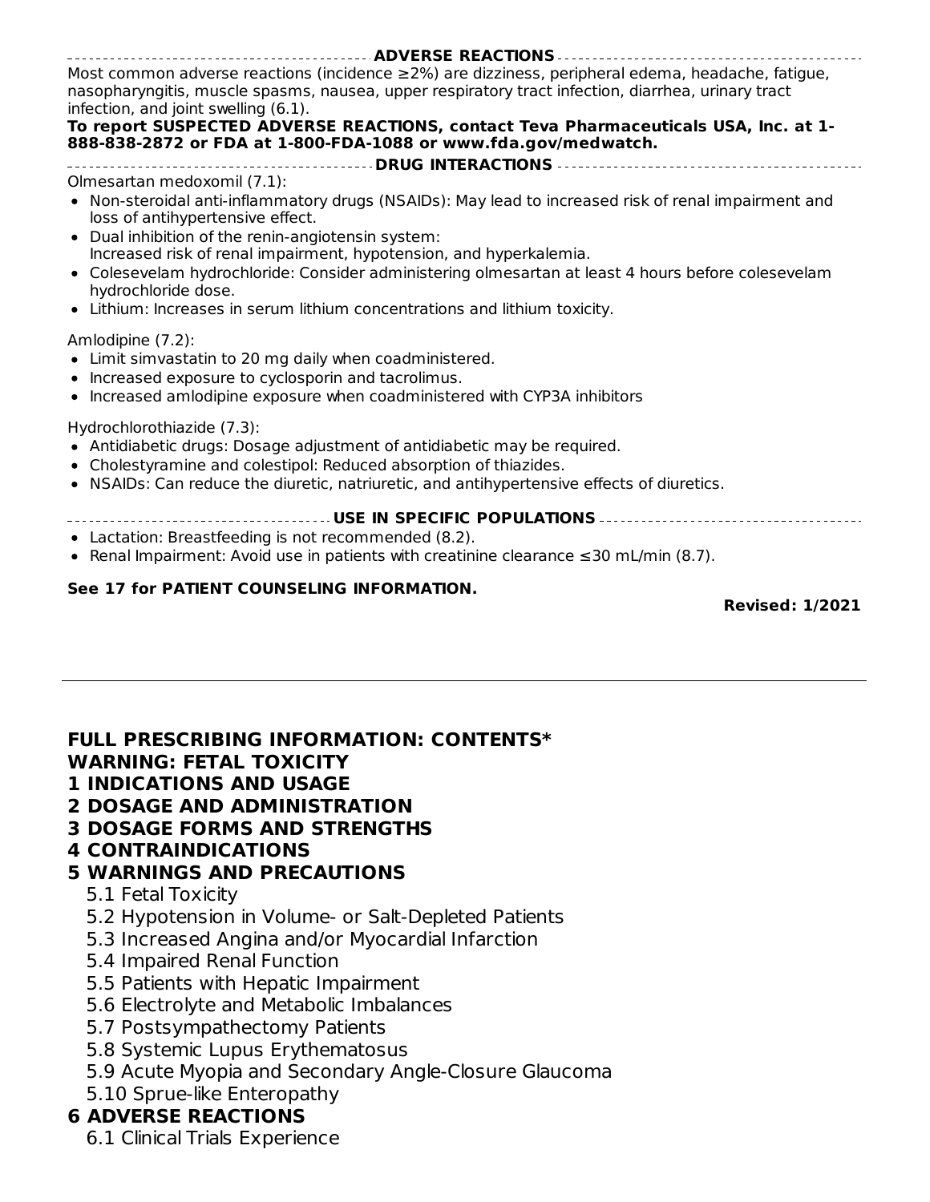## ADVERSE REACTIONS

Most common adverse reactions (incidence ≥2%) are dizziness, peripheral edema, headache, fatigue, nasopharyngitis, muscle spasms, nausea, upper respiratory tract infection, diarrhea, urinary tract infection, and joint swelling (6.1).

**To report SUSPECTED ADVERSE REACTIONS, contact Teva Pharmaceuticals USA, Inc. at 1-888-838-2872 or FDA at 1-800-FDA-1088 or www.fda.gov/medwatch.**

## DRUG INTERACTIONS

Olmesartan medoxomil (7.1):

- Non-steroidal anti-inflammatory drugs (NSAIDs): May lead to increased risk of renal impairment and loss of antihypertensive effect.
- Dual inhibition of the renin-angiotensin system: Increased risk of renal impairment, hypotension, and hyperkalemia.
- Colesevelam hydrochloride: Consider administering olmesartan at least 4 hours before colesevelam hydrochloride dose.
- Lithium: Increases in serum lithium concentrations and lithium toxicity.

Amlodipine (7.2):

- Limit simvastatin to 20 mg daily when coadministered.
- Increased exposure to cyclosporin and tacrolimus.
- Increased amlodipine exposure when coadministered with CYP3A inhibitors

Hydrochlorothiazide (7.3):

- Antidiabetic drugs: Dosage adjustment of antidiabetic may be required.
- Cholestyramine and colestipol: Reduced absorption of thiazides.
- NSAIDs: Can reduce the diuretic, natriuretic, and antihypertensive effects of diuretics.

## USE IN SPECIFIC POPULATIONS

- Lactation: Breastfeeding is not recommended (8.2).
- Renal Impairment: Avoid use in patients with creatinine clearance ≤30 mL/min (8.7).

**See 17 for PATIENT COUNSELING INFORMATION.**

**Revised: 1/2021**

---

## FULL PRESCRIBING INFORMATION: CONTENTS*

**WARNING: FETAL TOXICITY**

**1 INDICATIONS AND USAGE**

**2 DOSAGE AND ADMINISTRATION**

**3 DOSAGE FORMS AND STRENGTHS**

**4 CONTRAINDICATIONS**

**5 WARNINGS AND PRECAUTIONS**

- 5.1 Fetal Toxicity
- 5.2 Hypotension in Volume- or Salt-Depleted Patients
- 5.3 Increased Angina and/or Myocardial Infarction
- 5.4 Impaired Renal Function
- 5.5 Patients with Hepatic Impairment
- 5.6 Electrolyte and Metabolic Imbalances
- 5.7 Postsympathectomy Patients
- 5.8 Systemic Lupus Erythematosus
- 5.9 Acute Myopia and Secondary Angle-Closure Glaucoma
- 5.10 Sprue-like Enteropathy

**6 ADVERSE REACTIONS**

- 6.1 Clinical Trials Experience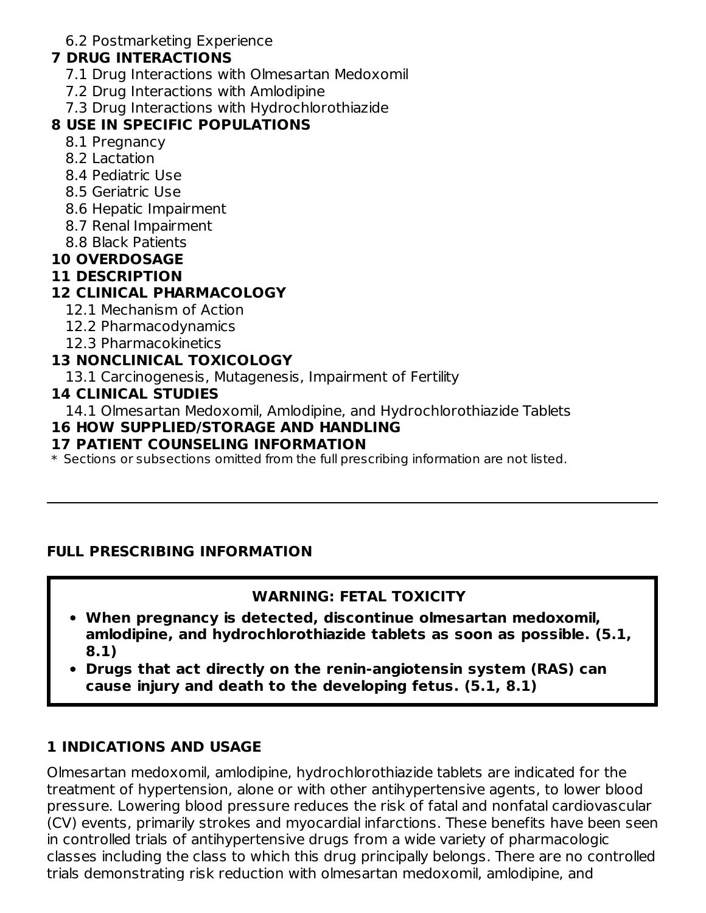6.2 Postmarketing Experience

**7 DRUG INTERACTIONS**

7.1 Drug Interactions with Olmesartan Medoxomil

7.2 Drug Interactions with Amlodipine

7.3 Drug Interactions with Hydrochlorothiazide

**8 USE IN SPECIFIC POPULATIONS**

8.1 Pregnancy

8.2 Lactation

8.4 Pediatric Use

8.5 Geriatric Use

8.6 Hepatic Impairment

8.7 Renal Impairment

8.8 Black Patients

**10 OVERDOSAGE**

**11 DESCRIPTION**

**12 CLINICAL PHARMACOLOGY**

12.1 Mechanism of Action

12.2 Pharmacodynamics

12.3 Pharmacokinetics

**13 NONCLINICAL TOXICOLOGY**

13.1 Carcinogenesis, Mutagenesis, Impairment of Fertility

**14 CLINICAL STUDIES**

14.1 Olmesartan Medoxomil, Amlodipine, and Hydrochlorothiazide Tablets

**16 HOW SUPPLIED/STORAGE AND HANDLING**

**17 PATIENT COUNSELING INFORMATION**

\* Sections or subsections omitted from the full prescribing information are not listed.

---

## FULL PRESCRIBING INFORMATION

**WARNING: FETAL TOXICITY**

- **When pregnancy is detected, discontinue olmesartan medoxomil, amlodipine, and hydrochlorothiazide tablets as soon as possible. (5.1, 8.1)**
- **Drugs that act directly on the renin-angiotensin system (RAS) can cause injury and death to the developing fetus. (5.1, 8.1)**

## 1 INDICATIONS AND USAGE

Olmesartan medoxomil, amlodipine, hydrochlorothiazide tablets are indicated for the treatment of hypertension, alone or with other antihypertensive agents, to lower blood pressure. Lowering blood pressure reduces the risk of fatal and nonfatal cardiovascular (CV) events, primarily strokes and myocardial infarctions. These benefits have been seen in controlled trials of antihypertensive drugs from a wide variety of pharmacologic classes including the class to which this drug principally belongs. There are no controlled trials demonstrating risk reduction with olmesartan medoxomil, amlodipine, and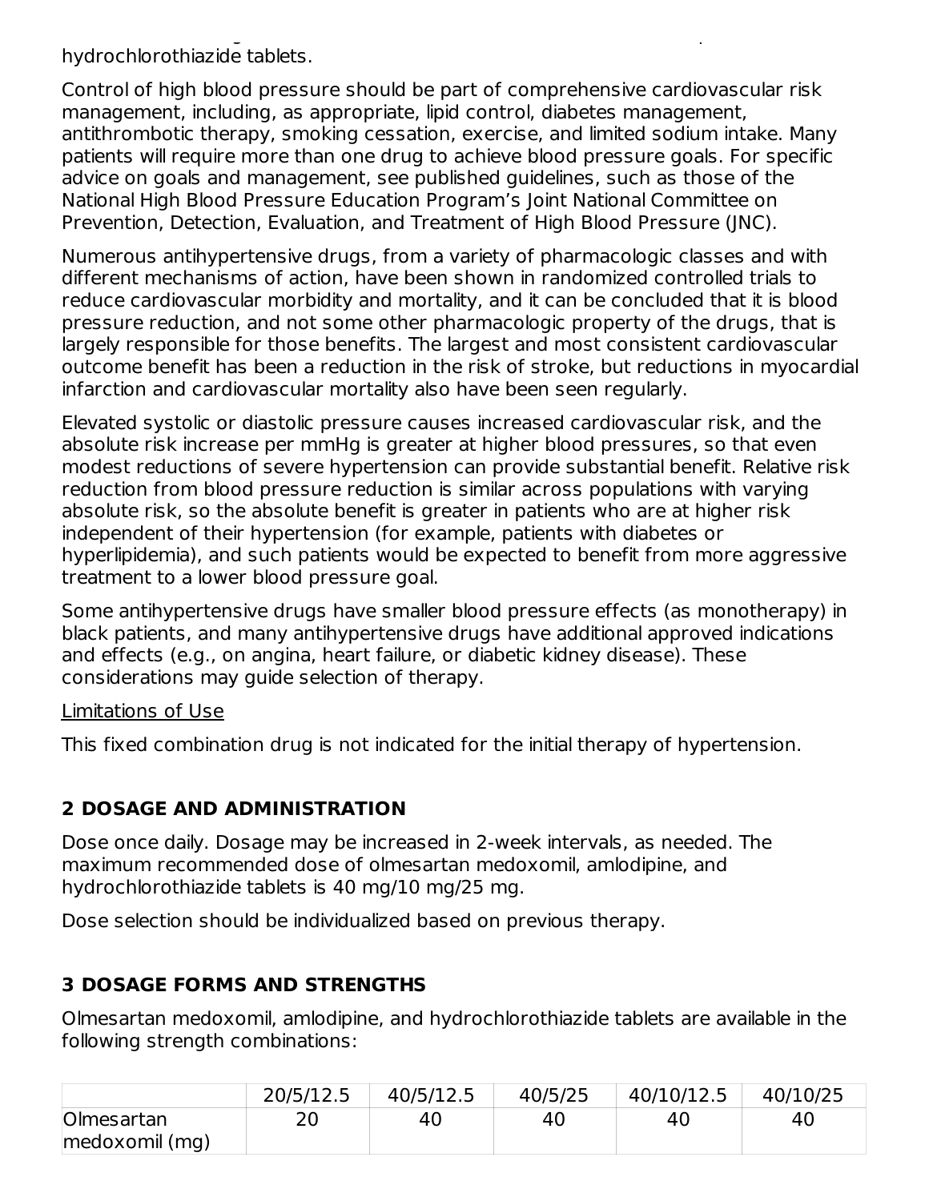hydrochlorothiazide tablets.

Control of high blood pressure should be part of comprehensive cardiovascular risk management, including, as appropriate, lipid control, diabetes management, antithrombotic therapy, smoking cessation, exercise, and limited sodium intake. Many patients will require more than one drug to achieve blood pressure goals. For specific advice on goals and management, see published guidelines, such as those of the National High Blood Pressure Education Program's Joint National Committee on Prevention, Detection, Evaluation, and Treatment of High Blood Pressure (JNC).

Numerous antihypertensive drugs, from a variety of pharmacologic classes and with different mechanisms of action, have been shown in randomized controlled trials to reduce cardiovascular morbidity and mortality, and it can be concluded that it is blood pressure reduction, and not some other pharmacologic property of the drugs, that is largely responsible for those benefits. The largest and most consistent cardiovascular outcome benefit has been a reduction in the risk of stroke, but reductions in myocardial infarction and cardiovascular mortality also have been seen regularly.

Elevated systolic or diastolic pressure causes increased cardiovascular risk, and the absolute risk increase per mmHg is greater at higher blood pressures, so that even modest reductions of severe hypertension can provide substantial benefit. Relative risk reduction from blood pressure reduction is similar across populations with varying absolute risk, so the absolute benefit is greater in patients who are at higher risk independent of their hypertension (for example, patients with diabetes or hyperlipidemia), and such patients would be expected to benefit from more aggressive treatment to a lower blood pressure goal.

Some antihypertensive drugs have smaller blood pressure effects (as monotherapy) in black patients, and many antihypertensive drugs have additional approved indications and effects (e.g., on angina, heart failure, or diabetic kidney disease). These considerations may guide selection of therapy.

Limitations of Use

This fixed combination drug is not indicated for the initial therapy of hypertension.

## 2 DOSAGE AND ADMINISTRATION

Dose once daily. Dosage may be increased in 2-week intervals, as needed. The maximum recommended dose of olmesartan medoxomil, amlodipine, and hydrochlorothiazide tablets is 40 mg/10 mg/25 mg.

Dose selection should be individualized based on previous therapy.

## 3 DOSAGE FORMS AND STRENGTHS

Olmesartan medoxomil, amlodipine, and hydrochlorothiazide tablets are available in the following strength combinations:

| | 20/5/12.5 | 40/5/12.5 | 40/5/25 | 40/10/12.5 | 40/10/25 |
|---|---|---|---|---|---|
| Olmesartan medoxomil (mg) | 20 | 40 | 40 | 40 | 40 |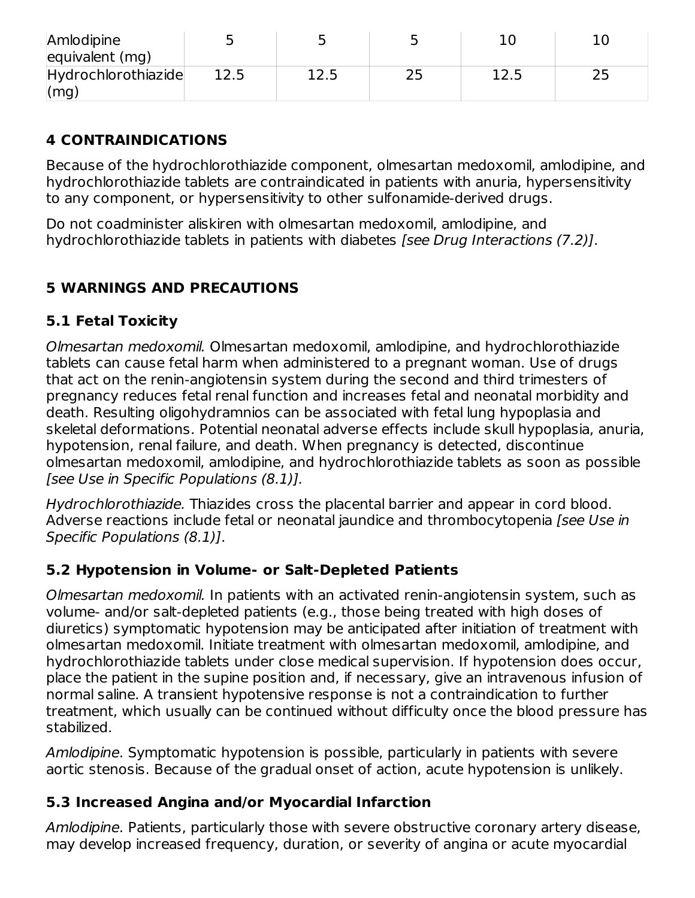| Amlodipine equivalent (mg) | 5 | 5 | 5 | 10 | 10 |
|---|---|---|---|---|---|
| Hydrochlorothiazide (mg) | 12.5 | 12.5 | 25 | 12.5 | 25 |

## 4 CONTRAINDICATIONS

Because of the hydrochlorothiazide component, olmesartan medoxomil, amlodipine, and hydrochlorothiazide tablets are contraindicated in patients with anuria, hypersensitivity to any component, or hypersensitivity to other sulfonamide-derived drugs.

Do not coadminister aliskiren with olmesartan medoxomil, amlodipine, and hydrochlorothiazide tablets in patients with diabetes *[see Drug Interactions (7.2)]*.

## 5 WARNINGS AND PRECAUTIONS

### 5.1 Fetal Toxicity

*Olmesartan medoxomil.* Olmesartan medoxomil, amlodipine, and hydrochlorothiazide tablets can cause fetal harm when administered to a pregnant woman. Use of drugs that act on the renin-angiotensin system during the second and third trimesters of pregnancy reduces fetal renal function and increases fetal and neonatal morbidity and death. Resulting oligohydramnios can be associated with fetal lung hypoplasia and skeletal deformations. Potential neonatal adverse effects include skull hypoplasia, anuria, hypotension, renal failure, and death. When pregnancy is detected, discontinue olmesartan medoxomil, amlodipine, and hydrochlorothiazide tablets as soon as possible *[see Use in Specific Populations (8.1)].*

*Hydrochlorothiazide.* Thiazides cross the placental barrier and appear in cord blood. Adverse reactions include fetal or neonatal jaundice and thrombocytopenia *[see Use in Specific Populations (8.1)]*.

### 5.2 Hypotension in Volume- or Salt-Depleted Patients

*Olmesartan medoxomil.* In patients with an activated renin-angiotensin system, such as volume- and/or salt-depleted patients (e.g., those being treated with high doses of diuretics) symptomatic hypotension may be anticipated after initiation of treatment with olmesartan medoxomil. Initiate treatment with olmesartan medoxomil, amlodipine, and hydrochlorothiazide tablets under close medical supervision. If hypotension does occur, place the patient in the supine position and, if necessary, give an intravenous infusion of normal saline. A transient hypotensive response is not a contraindication to further treatment, which usually can be continued without difficulty once the blood pressure has stabilized.

*Amlodipine*. Symptomatic hypotension is possible, particularly in patients with severe aortic stenosis. Because of the gradual onset of action, acute hypotension is unlikely.

### 5.3 Increased Angina and/or Myocardial Infarction

*Amlodipine*. Patients, particularly those with severe obstructive coronary artery disease, may develop increased frequency, duration, or severity of angina or acute myocardial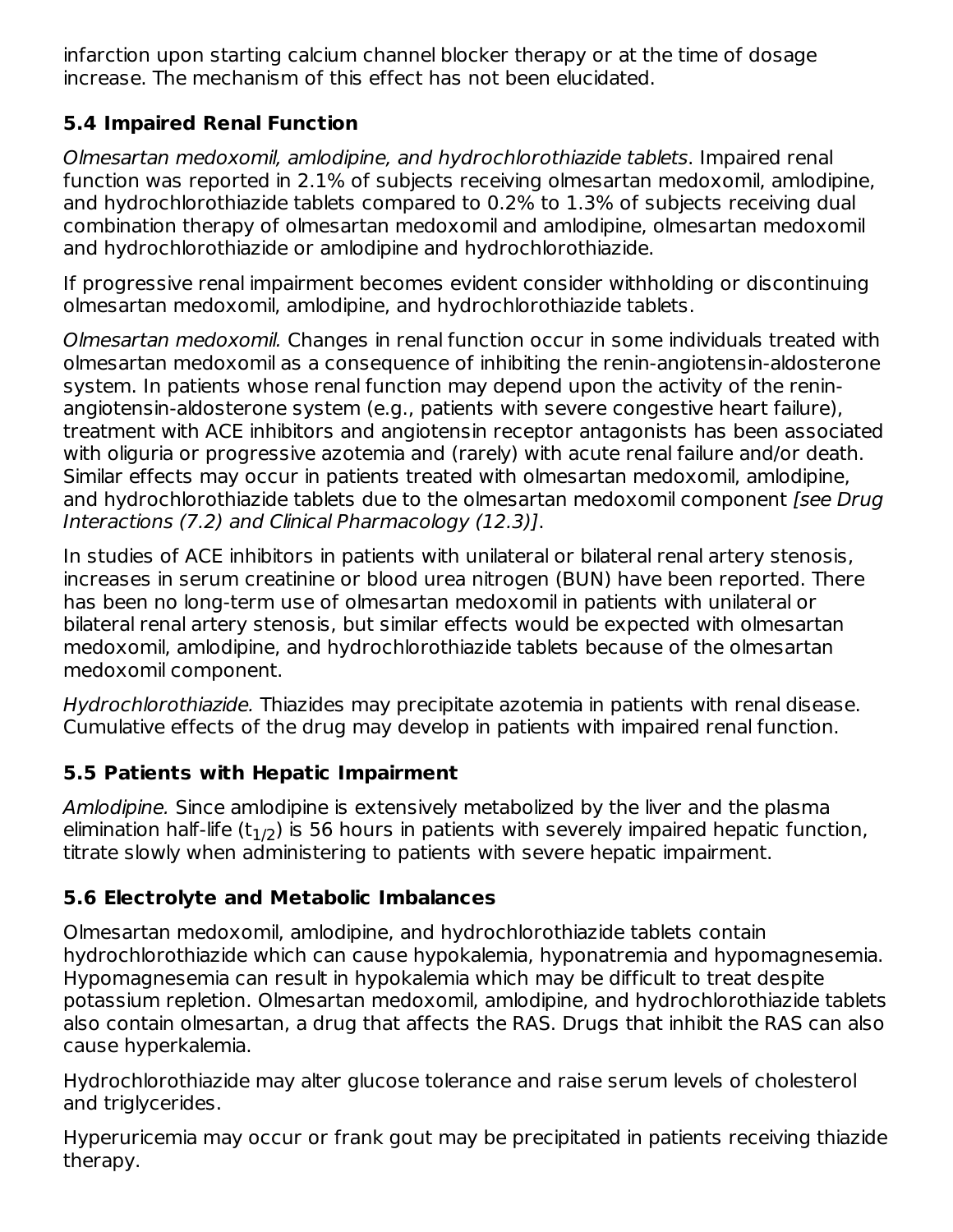infarction upon starting calcium channel blocker therapy or at the time of dosage increase. The mechanism of this effect has not been elucidated.

### 5.4 Impaired Renal Function

*Olmesartan medoxomil, amlodipine, and hydrochlorothiazide tablets*. Impaired renal function was reported in 2.1% of subjects receiving olmesartan medoxomil, amlodipine, and hydrochlorothiazide tablets compared to 0.2% to 1.3% of subjects receiving dual combination therapy of olmesartan medoxomil and amlodipine, olmesartan medoxomil and hydrochlorothiazide or amlodipine and hydrochlorothiazide.

If progressive renal impairment becomes evident consider withholding or discontinuing olmesartan medoxomil, amlodipine, and hydrochlorothiazide tablets.

*Olmesartan medoxomil.* Changes in renal function occur in some individuals treated with olmesartan medoxomil as a consequence of inhibiting the renin-angiotensin-aldosterone system. In patients whose renal function may depend upon the activity of the renin-angiotensin-aldosterone system (e.g., patients with severe congestive heart failure), treatment with ACE inhibitors and angiotensin receptor antagonists has been associated with oliguria or progressive azotemia and (rarely) with acute renal failure and/or death. Similar effects may occur in patients treated with olmesartan medoxomil, amlodipine, and hydrochlorothiazide tablets due to the olmesartan medoxomil component *[see Drug Interactions (7.2) and Clinical Pharmacology (12.3)]*.

In studies of ACE inhibitors in patients with unilateral or bilateral renal artery stenosis, increases in serum creatinine or blood urea nitrogen (BUN) have been reported. There has been no long-term use of olmesartan medoxomil in patients with unilateral or bilateral renal artery stenosis, but similar effects would be expected with olmesartan medoxomil, amlodipine, and hydrochlorothiazide tablets because of the olmesartan medoxomil component.

*Hydrochlorothiazide.* Thiazides may precipitate azotemia in patients with renal disease. Cumulative effects of the drug may develop in patients with impaired renal function.

### 5.5 Patients with Hepatic Impairment

*Amlodipine.* Since amlodipine is extensively metabolized by the liver and the plasma elimination half-life ($t_{1/2}$) is 56 hours in patients with severely impaired hepatic function, titrate slowly when administering to patients with severe hepatic impairment.

### 5.6 Electrolyte and Metabolic Imbalances

Olmesartan medoxomil, amlodipine, and hydrochlorothiazide tablets contain hydrochlorothiazide which can cause hypokalemia, hyponatremia and hypomagnesemia. Hypomagnesemia can result in hypokalemia which may be difficult to treat despite potassium repletion. Olmesartan medoxomil, amlodipine, and hydrochlorothiazide tablets also contain olmesartan, a drug that affects the RAS. Drugs that inhibit the RAS can also cause hyperkalemia.

Hydrochlorothiazide may alter glucose tolerance and raise serum levels of cholesterol and triglycerides.

Hyperuricemia may occur or frank gout may be precipitated in patients receiving thiazide therapy.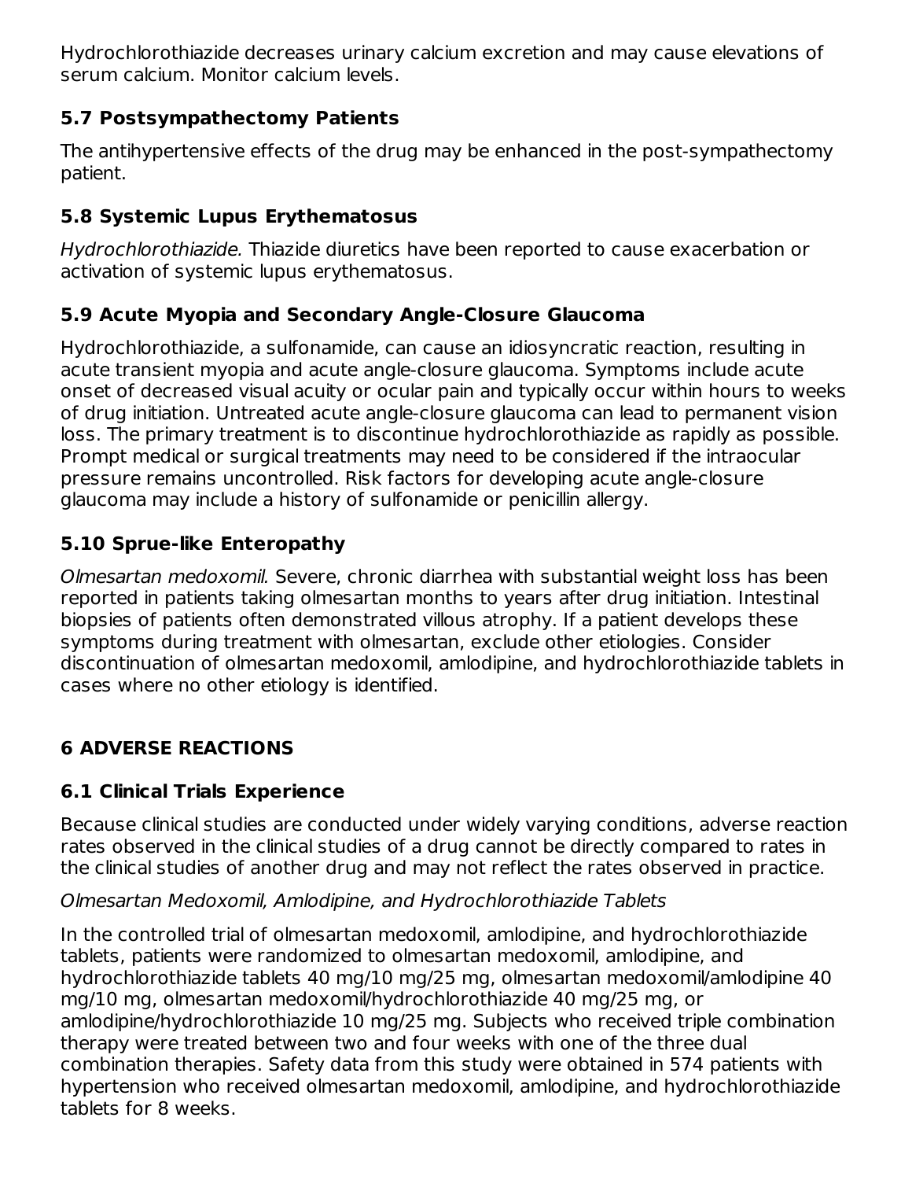Hydrochlorothiazide decreases urinary calcium excretion and may cause elevations of serum calcium. Monitor calcium levels.

### 5.7 Postsympathectomy Patients

The antihypertensive effects of the drug may be enhanced in the post-sympathectomy patient.

### 5.8 Systemic Lupus Erythematosus

*Hydrochlorothiazide.* Thiazide diuretics have been reported to cause exacerbation or activation of systemic lupus erythematosus.

### 5.9 Acute Myopia and Secondary Angle-Closure Glaucoma

Hydrochlorothiazide, a sulfonamide, can cause an idiosyncratic reaction, resulting in acute transient myopia and acute angle-closure glaucoma. Symptoms include acute onset of decreased visual acuity or ocular pain and typically occur within hours to weeks of drug initiation. Untreated acute angle-closure glaucoma can lead to permanent vision loss. The primary treatment is to discontinue hydrochlorothiazide as rapidly as possible. Prompt medical or surgical treatments may need to be considered if the intraocular pressure remains uncontrolled. Risk factors for developing acute angle-closure glaucoma may include a history of sulfonamide or penicillin allergy.

### 5.10 Sprue-like Enteropathy

*Olmesartan medoxomil.* Severe, chronic diarrhea with substantial weight loss has been reported in patients taking olmesartan months to years after drug initiation. Intestinal biopsies of patients often demonstrated villous atrophy. If a patient develops these symptoms during treatment with olmesartan, exclude other etiologies. Consider discontinuation of olmesartan medoxomil, amlodipine, and hydrochlorothiazide tablets in cases where no other etiology is identified.

## 6 ADVERSE REACTIONS

### 6.1 Clinical Trials Experience

Because clinical studies are conducted under widely varying conditions, adverse reaction rates observed in the clinical studies of a drug cannot be directly compared to rates in the clinical studies of another drug and may not reflect the rates observed in practice.

*Olmesartan Medoxomil, Amlodipine, and Hydrochlorothiazide Tablets*

In the controlled trial of olmesartan medoxomil, amlodipine, and hydrochlorothiazide tablets, patients were randomized to olmesartan medoxomil, amlodipine, and hydrochlorothiazide tablets 40 mg/10 mg/25 mg, olmesartan medoxomil/amlodipine 40 mg/10 mg, olmesartan medoxomil/hydrochlorothiazide 40 mg/25 mg, or amlodipine/hydrochlorothiazide 10 mg/25 mg. Subjects who received triple combination therapy were treated between two and four weeks with one of the three dual combination therapies. Safety data from this study were obtained in 574 patients with hypertension who received olmesartan medoxomil, amlodipine, and hydrochlorothiazide tablets for 8 weeks.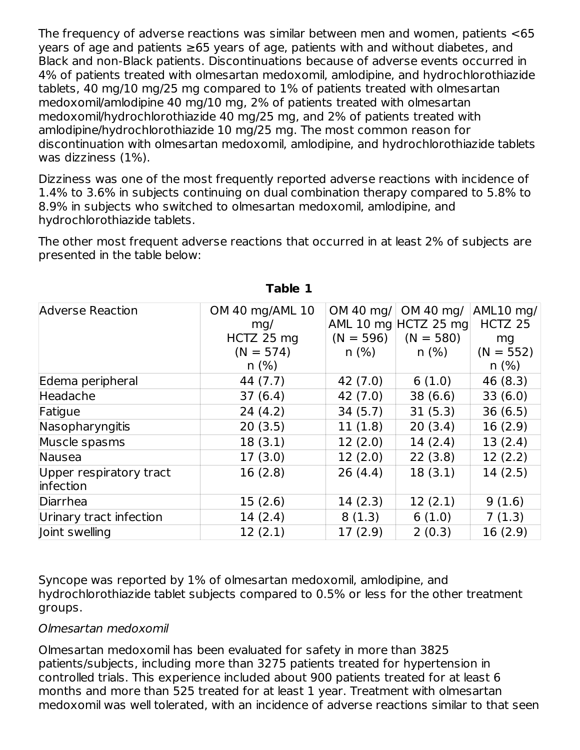The frequency of adverse reactions was similar between men and women, patients <65 years of age and patients ≥65 years of age, patients with and without diabetes, and Black and non-Black patients. Discontinuations because of adverse events occurred in 4% of patients treated with olmesartan medoxomil, amlodipine, and hydrochlorothiazide tablets, 40 mg/10 mg/25 mg compared to 1% of patients treated with olmesartan medoxomil/amlodipine 40 mg/10 mg, 2% of patients treated with olmesartan medoxomil/hydrochlorothiazide 40 mg/25 mg, and 2% of patients treated with amlodipine/hydrochlorothiazide 10 mg/25 mg. The most common reason for discontinuation with olmesartan medoxomil, amlodipine, and hydrochlorothiazide tablets was dizziness (1%).

Dizziness was one of the most frequently reported adverse reactions with incidence of 1.4% to 3.6% in subjects continuing on dual combination therapy compared to 5.8% to 8.9% in subjects who switched to olmesartan medoxomil, amlodipine, and hydrochlorothiazide tablets.

The other most frequent adverse reactions that occurred in at least 2% of subjects are presented in the table below:

**Table 1**

| Adverse Reaction | OM 40 mg/AML 10 mg/ HCTZ 25 mg (N = 574) n (%) | OM 40 mg/ AML 10 mg (N = 596) n (%) | OM 40 mg/ HCTZ 25 mg (N = 580) n (%) | AML10 mg/ HCTZ 25 mg (N = 552) n (%) |
|---|---|---|---|---|
| Edema peripheral | 44 (7.7) | 42 (7.0) | 6 (1.0) | 46 (8.3) |
| Headache | 37 (6.4) | 42 (7.0) | 38 (6.6) | 33 (6.0) |
| Fatigue | 24 (4.2) | 34 (5.7) | 31 (5.3) | 36 (6.5) |
| Nasopharyngitis | 20 (3.5) | 11 (1.8) | 20 (3.4) | 16 (2.9) |
| Muscle spasms | 18 (3.1) | 12 (2.0) | 14 (2.4) | 13 (2.4) |
| Nausea | 17 (3.0) | 12 (2.0) | 22 (3.8) | 12 (2.2) |
| Upper respiratory tract infection | 16 (2.8) | 26 (4.4) | 18 (3.1) | 14 (2.5) |
| Diarrhea | 15 (2.6) | 14 (2.3) | 12 (2.1) | 9 (1.6) |
| Urinary tract infection | 14 (2.4) | 8 (1.3) | 6 (1.0) | 7 (1.3) |
| Joint swelling | 12 (2.1) | 17 (2.9) | 2 (0.3) | 16 (2.9) |

Syncope was reported by 1% of olmesartan medoxomil, amlodipine, and hydrochlorothiazide tablet subjects compared to 0.5% or less for the other treatment groups.

*Olmesartan medoxomil*

Olmesartan medoxomil has been evaluated for safety in more than 3825 patients/subjects, including more than 3275 patients treated for hypertension in controlled trials. This experience included about 900 patients treated for at least 6 months and more than 525 treated for at least 1 year. Treatment with olmesartan medoxomil was well tolerated, with an incidence of adverse reactions similar to that seen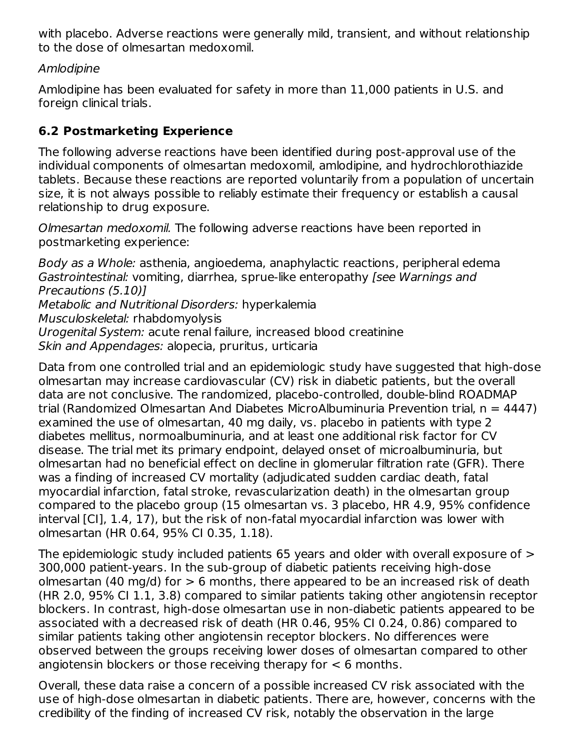with placebo. Adverse reactions were generally mild, transient, and without relationship to the dose of olmesartan medoxomil.

*Amlodipine*

Amlodipine has been evaluated for safety in more than 11,000 patients in U.S. and foreign clinical trials.

### 6.2 Postmarketing Experience

The following adverse reactions have been identified during post-approval use of the individual components of olmesartan medoxomil, amlodipine, and hydrochlorothiazide tablets. Because these reactions are reported voluntarily from a population of uncertain size, it is not always possible to reliably estimate their frequency or establish a causal relationship to drug exposure.

*Olmesartan medoxomil.* The following adverse reactions have been reported in postmarketing experience:

*Body as a Whole:* asthenia, angioedema, anaphylactic reactions, peripheral edema
*Gastrointestinal:* vomiting, diarrhea, sprue-like enteropathy *[see Warnings and Precautions (5.10)]*
*Metabolic and Nutritional Disorders:* hyperkalemia
*Musculoskeletal:* rhabdomyolysis
*Urogenital System:* acute renal failure, increased blood creatinine
*Skin and Appendages:* alopecia, pruritus, urticaria

Data from one controlled trial and an epidemiologic study have suggested that high-dose olmesartan may increase cardiovascular (CV) risk in diabetic patients, but the overall data are not conclusive. The randomized, placebo-controlled, double-blind ROADMAP trial (Randomized Olmesartan And Diabetes MicroAlbuminuria Prevention trial, n = 4447) examined the use of olmesartan, 40 mg daily, vs. placebo in patients with type 2 diabetes mellitus, normoalbuminuria, and at least one additional risk factor for CV disease. The trial met its primary endpoint, delayed onset of microalbuminuria, but olmesartan had no beneficial effect on decline in glomerular filtration rate (GFR). There was a finding of increased CV mortality (adjudicated sudden cardiac death, fatal myocardial infarction, fatal stroke, revascularization death) in the olmesartan group compared to the placebo group (15 olmesartan vs. 3 placebo, HR 4.9, 95% confidence interval [CI], 1.4, 17), but the risk of non-fatal myocardial infarction was lower with olmesartan (HR 0.64, 95% CI 0.35, 1.18).

The epidemiologic study included patients 65 years and older with overall exposure of > 300,000 patient-years. In the sub-group of diabetic patients receiving high-dose olmesartan (40 mg/d) for > 6 months, there appeared to be an increased risk of death (HR 2.0, 95% CI 1.1, 3.8) compared to similar patients taking other angiotensin receptor blockers. In contrast, high-dose olmesartan use in non-diabetic patients appeared to be associated with a decreased risk of death (HR 0.46, 95% CI 0.24, 0.86) compared to similar patients taking other angiotensin receptor blockers. No differences were observed between the groups receiving lower doses of olmesartan compared to other angiotensin blockers or those receiving therapy for < 6 months.

Overall, these data raise a concern of a possible increased CV risk associated with the use of high-dose olmesartan in diabetic patients. There are, however, concerns with the credibility of the finding of increased CV risk, notably the observation in the large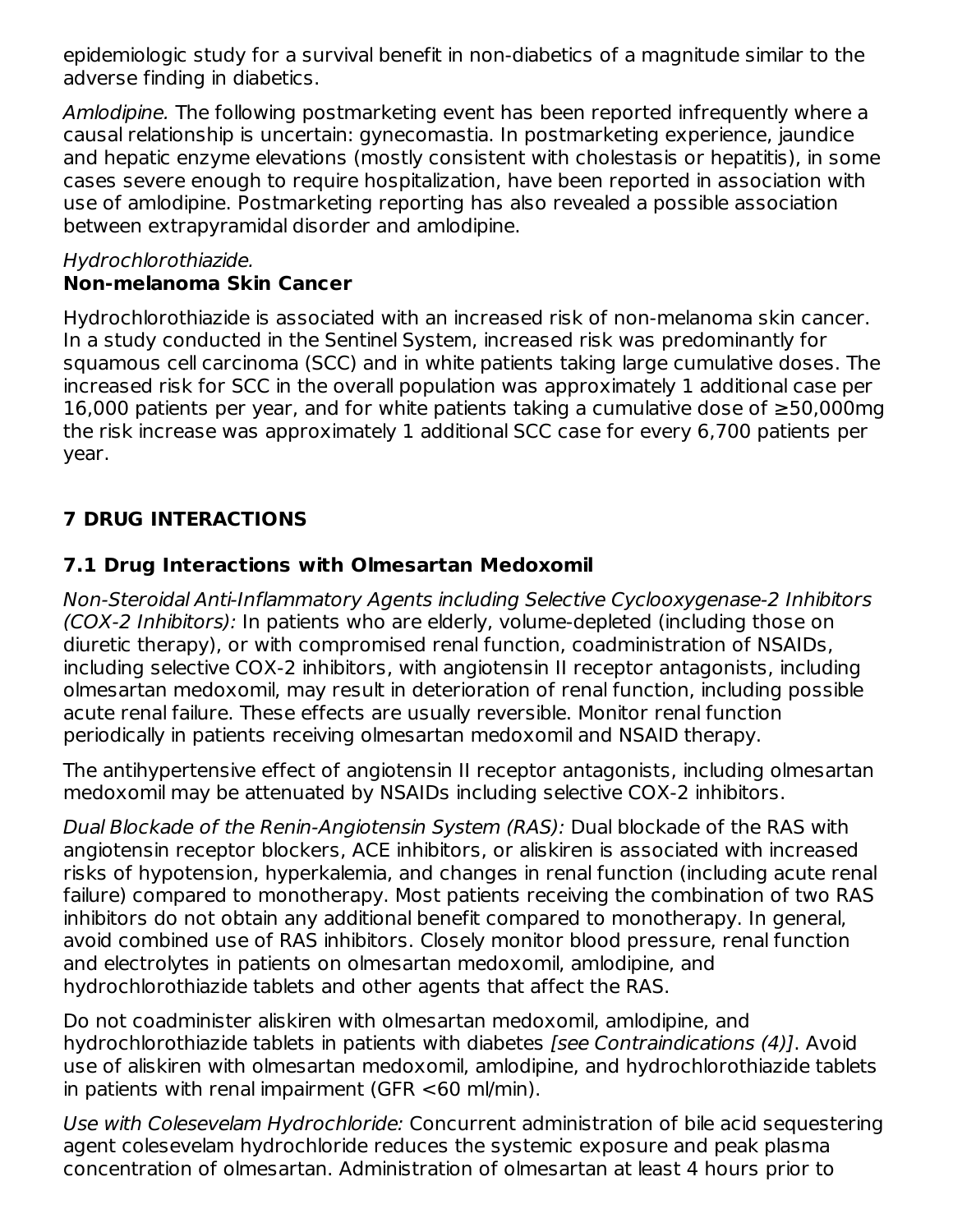epidemiologic study for a survival benefit in non-diabetics of a magnitude similar to the adverse finding in diabetics.

*Amlodipine.* The following postmarketing event has been reported infrequently where a causal relationship is uncertain: gynecomastia. In postmarketing experience, jaundice and hepatic enzyme elevations (mostly consistent with cholestasis or hepatitis), in some cases severe enough to require hospitalization, have been reported in association with use of amlodipine. Postmarketing reporting has also revealed a possible association between extrapyramidal disorder and amlodipine.

*Hydrochlorothiazide.*

**Non-melanoma Skin Cancer**

Hydrochlorothiazide is associated with an increased risk of non-melanoma skin cancer. In a study conducted in the Sentinel System, increased risk was predominantly for squamous cell carcinoma (SCC) and in white patients taking large cumulative doses. The increased risk for SCC in the overall population was approximately 1 additional case per 16,000 patients per year, and for white patients taking a cumulative dose of ≥50,000mg the risk increase was approximately 1 additional SCC case for every 6,700 patients per year.

## 7 DRUG INTERACTIONS

### 7.1 Drug Interactions with Olmesartan Medoxomil

*Non-Steroidal Anti-Inflammatory Agents including Selective Cyclooxygenase-2 Inhibitors (COX-2 Inhibitors):* In patients who are elderly, volume-depleted (including those on diuretic therapy), or with compromised renal function, coadministration of NSAIDs, including selective COX-2 inhibitors, with angiotensin II receptor antagonists, including olmesartan medoxomil, may result in deterioration of renal function, including possible acute renal failure. These effects are usually reversible. Monitor renal function periodically in patients receiving olmesartan medoxomil and NSAID therapy.

The antihypertensive effect of angiotensin II receptor antagonists, including olmesartan medoxomil may be attenuated by NSAIDs including selective COX-2 inhibitors.

*Dual Blockade of the Renin-Angiotensin System (RAS):* Dual blockade of the RAS with angiotensin receptor blockers, ACE inhibitors, or aliskiren is associated with increased risks of hypotension, hyperkalemia, and changes in renal function (including acute renal failure) compared to monotherapy. Most patients receiving the combination of two RAS inhibitors do not obtain any additional benefit compared to monotherapy. In general, avoid combined use of RAS inhibitors. Closely monitor blood pressure, renal function and electrolytes in patients on olmesartan medoxomil, amlodipine, and hydrochlorothiazide tablets and other agents that affect the RAS.

Do not coadminister aliskiren with olmesartan medoxomil, amlodipine, and hydrochlorothiazide tablets in patients with diabetes *[see Contraindications (4)]*. Avoid use of aliskiren with olmesartan medoxomil, amlodipine, and hydrochlorothiazide tablets in patients with renal impairment (GFR <60 ml/min).

*Use with Colesevelam Hydrochloride:* Concurrent administration of bile acid sequestering agent colesevelam hydrochloride reduces the systemic exposure and peak plasma concentration of olmesartan. Administration of olmesartan at least 4 hours prior to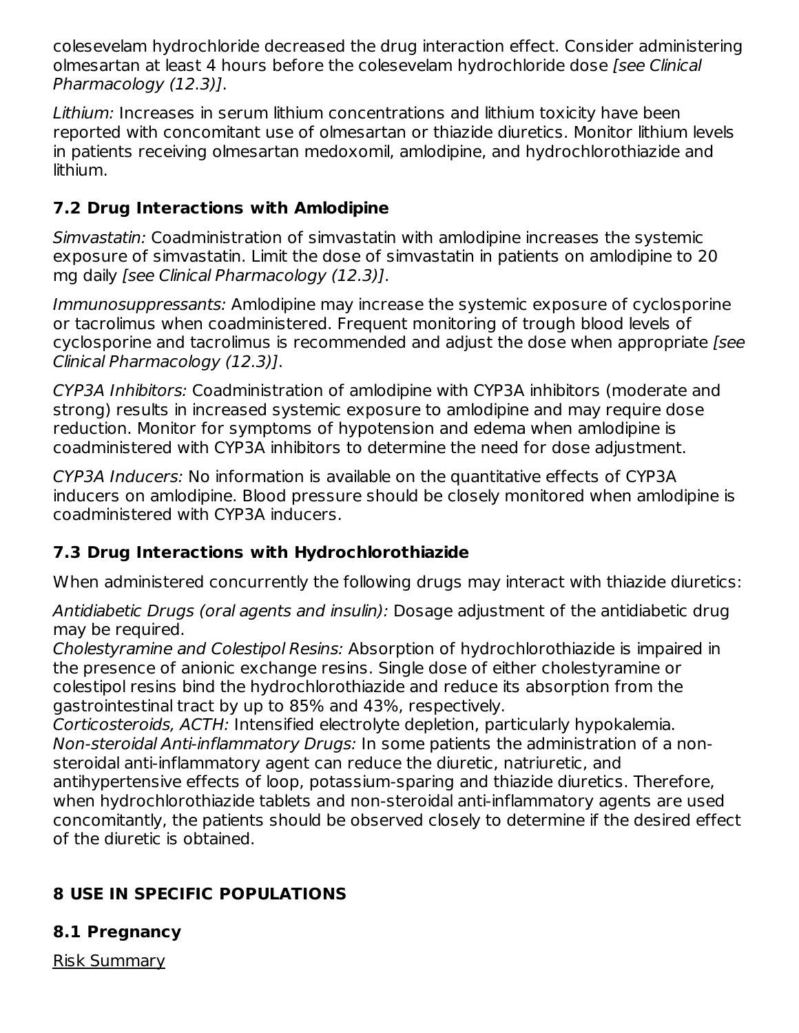colesevelam hydrochloride decreased the drug interaction effect. Consider administering olmesartan at least 4 hours before the colesevelam hydrochloride dose *[see Clinical Pharmacology (12.3)]*.

*Lithium:* Increases in serum lithium concentrations and lithium toxicity have been reported with concomitant use of olmesartan or thiazide diuretics. Monitor lithium levels in patients receiving olmesartan medoxomil, amlodipine, and hydrochlorothiazide and lithium.

### 7.2 Drug Interactions with Amlodipine

*Simvastatin:* Coadministration of simvastatin with amlodipine increases the systemic exposure of simvastatin. Limit the dose of simvastatin in patients on amlodipine to 20 mg daily *[see Clinical Pharmacology (12.3)]*.

*Immunosuppressants:* Amlodipine may increase the systemic exposure of cyclosporine or tacrolimus when coadministered. Frequent monitoring of trough blood levels of cyclosporine and tacrolimus is recommended and adjust the dose when appropriate *[see Clinical Pharmacology (12.3)]*.

*CYP3A Inhibitors:* Coadministration of amlodipine with CYP3A inhibitors (moderate and strong) results in increased systemic exposure to amlodipine and may require dose reduction. Monitor for symptoms of hypotension and edema when amlodipine is coadministered with CYP3A inhibitors to determine the need for dose adjustment.

*CYP3A Inducers:* No information is available on the quantitative effects of CYP3A inducers on amlodipine. Blood pressure should be closely monitored when amlodipine is coadministered with CYP3A inducers.

### 7.3 Drug Interactions with Hydrochlorothiazide

When administered concurrently the following drugs may interact with thiazide diuretics:

*Antidiabetic Drugs (oral agents and insulin):* Dosage adjustment of the antidiabetic drug may be required.
*Cholestyramine and Colestipol Resins:* Absorption of hydrochlorothiazide is impaired in the presence of anionic exchange resins. Single dose of either cholestyramine or colestipol resins bind the hydrochlorothiazide and reduce its absorption from the gastrointestinal tract by up to 85% and 43%, respectively.
*Corticosteroids, ACTH:* Intensified electrolyte depletion, particularly hypokalemia.
*Non-steroidal Anti-inflammatory Drugs:* In some patients the administration of a non-steroidal anti-inflammatory agent can reduce the diuretic, natriuretic, and antihypertensive effects of loop, potassium-sparing and thiazide diuretics. Therefore, when hydrochlorothiazide tablets and non-steroidal anti-inflammatory agents are used concomitantly, the patients should be observed closely to determine if the desired effect of the diuretic is obtained.

## 8 USE IN SPECIFIC POPULATIONS

### 8.1 Pregnancy

Risk Summary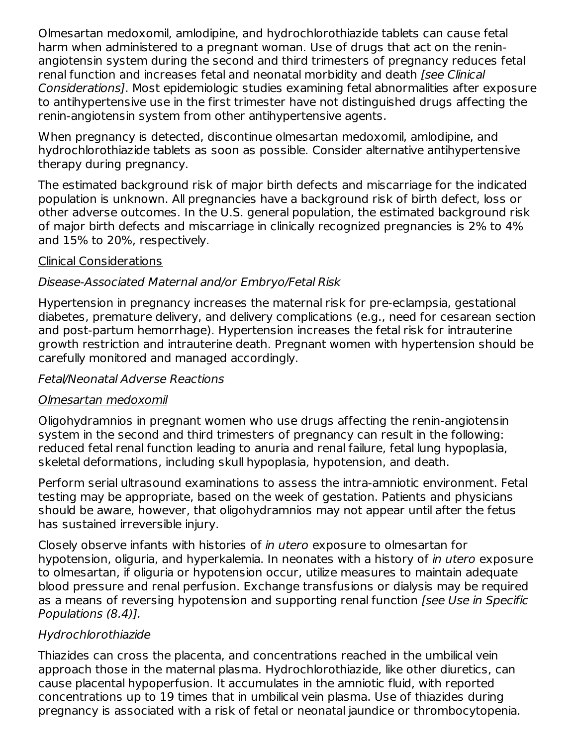Olmesartan medoxomil, amlodipine, and hydrochlorothiazide tablets can cause fetal harm when administered to a pregnant woman. Use of drugs that act on the renin-angiotensin system during the second and third trimesters of pregnancy reduces fetal renal function and increases fetal and neonatal morbidity and death *[see Clinical Considerations]*. Most epidemiologic studies examining fetal abnormalities after exposure to antihypertensive use in the first trimester have not distinguished drugs affecting the renin-angiotensin system from other antihypertensive agents.

When pregnancy is detected, discontinue olmesartan medoxomil, amlodipine, and hydrochlorothiazide tablets as soon as possible. Consider alternative antihypertensive therapy during pregnancy.

The estimated background risk of major birth defects and miscarriage for the indicated population is unknown. All pregnancies have a background risk of birth defect, loss or other adverse outcomes. In the U.S. general population, the estimated background risk of major birth defects and miscarriage in clinically recognized pregnancies is 2% to 4% and 15% to 20%, respectively.

<u>Clinical Considerations</u>

*Disease-Associated Maternal and/or Embryo/Fetal Risk*

Hypertension in pregnancy increases the maternal risk for pre-eclampsia, gestational diabetes, premature delivery, and delivery complications (e.g., need for cesarean section and post-partum hemorrhage). Hypertension increases the fetal risk for intrauterine growth restriction and intrauterine death. Pregnant women with hypertension should be carefully monitored and managed accordingly.

*Fetal/Neonatal Adverse Reactions*

*<u>Olmesartan medoxomil</u>*

Oligohydramnios in pregnant women who use drugs affecting the renin-angiotensin system in the second and third trimesters of pregnancy can result in the following: reduced fetal renal function leading to anuria and renal failure, fetal lung hypoplasia, skeletal deformations, including skull hypoplasia, hypotension, and death.

Perform serial ultrasound examinations to assess the intra-amniotic environment. Fetal testing may be appropriate, based on the week of gestation. Patients and physicians should be aware, however, that oligohydramnios may not appear until after the fetus has sustained irreversible injury.

Closely observe infants with histories of *in utero* exposure to olmesartan for hypotension, oliguria, and hyperkalemia. In neonates with a history of *in utero* exposure to olmesartan, if oliguria or hypotension occur, utilize measures to maintain adequate blood pressure and renal perfusion. Exchange transfusions or dialysis may be required as a means of reversing hypotension and supporting renal function *[see Use in Specific Populations (8.4)]*.

*Hydrochlorothiazide*

Thiazides can cross the placenta, and concentrations reached in the umbilical vein approach those in the maternal plasma. Hydrochlorothiazide, like other diuretics, can cause placental hypoperfusion. It accumulates in the amniotic fluid, with reported concentrations up to 19 times that in umbilical vein plasma. Use of thiazides during pregnancy is associated with a risk of fetal or neonatal jaundice or thrombocytopenia.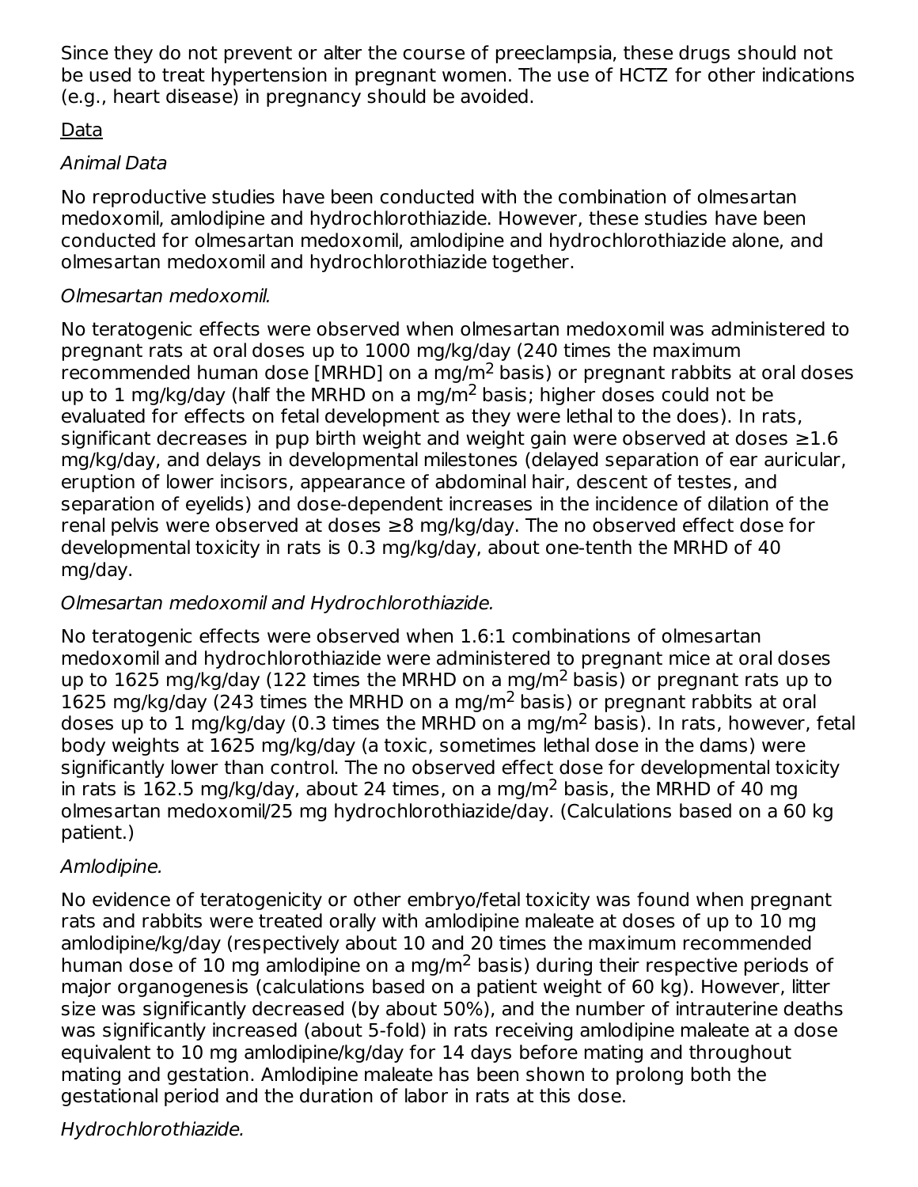Since they do not prevent or alter the course of preeclampsia, these drugs should not be used to treat hypertension in pregnant women. The use of HCTZ for other indications (e.g., heart disease) in pregnancy should be avoided.

Data

*Animal Data*

No reproductive studies have been conducted with the combination of olmesartan medoxomil, amlodipine and hydrochlorothiazide. However, these studies have been conducted for olmesartan medoxomil, amlodipine and hydrochlorothiazide alone, and olmesartan medoxomil and hydrochlorothiazide together.

*Olmesartan medoxomil.*

No teratogenic effects were observed when olmesartan medoxomil was administered to pregnant rats at oral doses up to 1000 mg/kg/day (240 times the maximum recommended human dose [MRHD] on a mg/m$^2$ basis) or pregnant rabbits at oral doses up to 1 mg/kg/day (half the MRHD on a mg/m$^2$ basis; higher doses could not be evaluated for effects on fetal development as they were lethal to the does). In rats, significant decreases in pup birth weight and weight gain were observed at doses ≥1.6 mg/kg/day, and delays in developmental milestones (delayed separation of ear auricular, eruption of lower incisors, appearance of abdominal hair, descent of testes, and separation of eyelids) and dose-dependent increases in the incidence of dilation of the renal pelvis were observed at doses ≥8 mg/kg/day. The no observed effect dose for developmental toxicity in rats is 0.3 mg/kg/day, about one-tenth the MRHD of 40 mg/day.

*Olmesartan medoxomil and Hydrochlorothiazide.*

No teratogenic effects were observed when 1.6:1 combinations of olmesartan medoxomil and hydrochlorothiazide were administered to pregnant mice at oral doses up to 1625 mg/kg/day (122 times the MRHD on a mg/m$^2$ basis) or pregnant rats up to 1625 mg/kg/day (243 times the MRHD on a mg/m$^2$ basis) or pregnant rabbits at oral doses up to 1 mg/kg/day (0.3 times the MRHD on a mg/m$^2$ basis). In rats, however, fetal body weights at 1625 mg/kg/day (a toxic, sometimes lethal dose in the dams) were significantly lower than control. The no observed effect dose for developmental toxicity in rats is 162.5 mg/kg/day, about 24 times, on a mg/m$^2$ basis, the MRHD of 40 mg olmesartan medoxomil/25 mg hydrochlorothiazide/day. (Calculations based on a 60 kg patient.)

*Amlodipine.*

No evidence of teratogenicity or other embryo/fetal toxicity was found when pregnant rats and rabbits were treated orally with amlodipine maleate at doses of up to 10 mg amlodipine/kg/day (respectively about 10 and 20 times the maximum recommended human dose of 10 mg amlodipine on a mg/m$^2$ basis) during their respective periods of major organogenesis (calculations based on a patient weight of 60 kg). However, litter size was significantly decreased (by about 50%), and the number of intrauterine deaths was significantly increased (about 5-fold) in rats receiving amlodipine maleate at a dose equivalent to 10 mg amlodipine/kg/day for 14 days before mating and throughout mating and gestation. Amlodipine maleate has been shown to prolong both the gestational period and the duration of labor in rats at this dose.

*Hydrochlorothiazide.*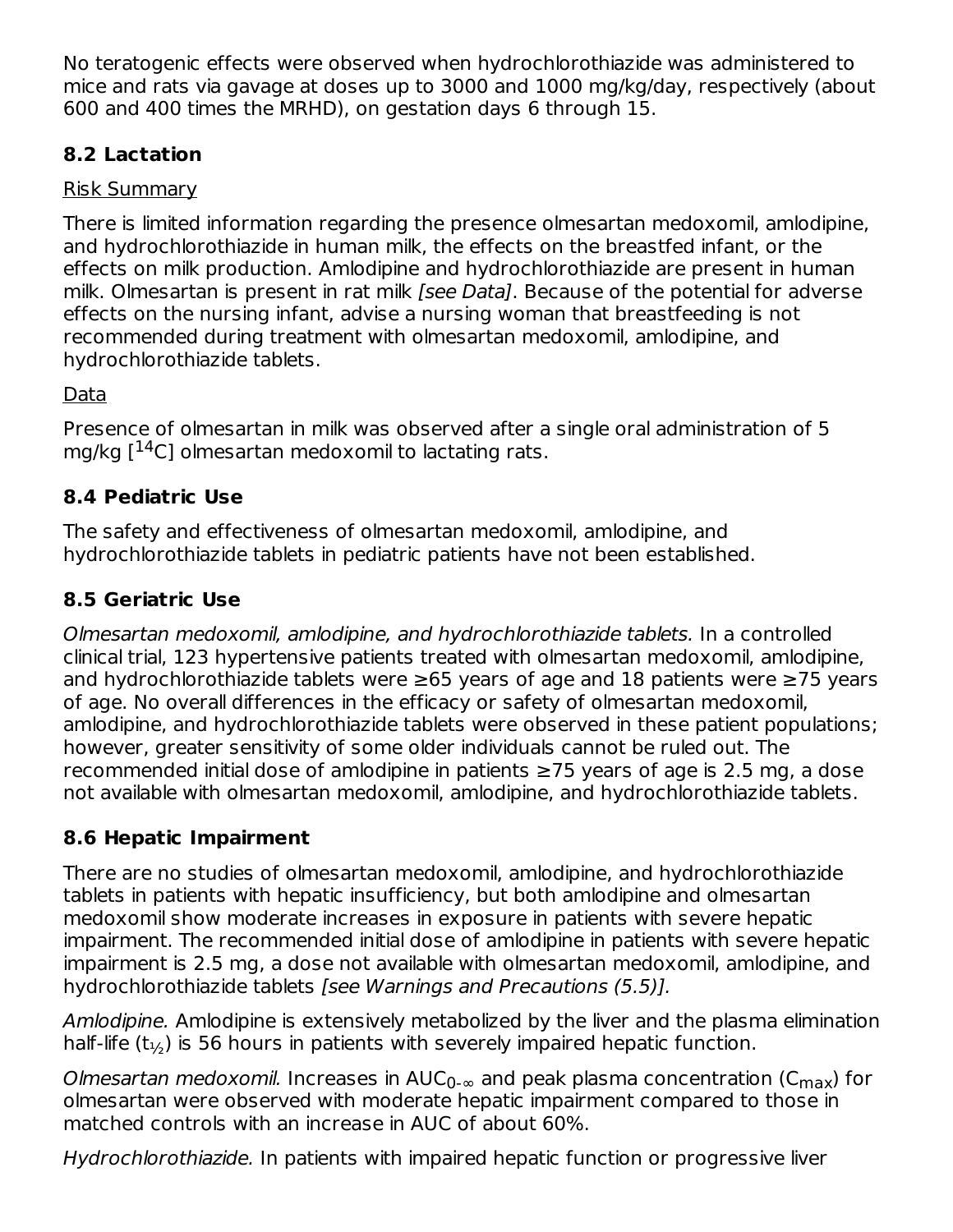No teratogenic effects were observed when hydrochlorothiazide was administered to mice and rats via gavage at doses up to 3000 and 1000 mg/kg/day, respectively (about 600 and 400 times the MRHD), on gestation days 6 through 15.

## 8.2 Lactation

Risk Summary

There is limited information regarding the presence olmesartan medoxomil, amlodipine, and hydrochlorothiazide in human milk, the effects on the breastfed infant, or the effects on milk production. Amlodipine and hydrochlorothiazide are present in human milk. Olmesartan is present in rat milk *[see Data]*. Because of the potential for adverse effects on the nursing infant, advise a nursing woman that breastfeeding is not recommended during treatment with olmesartan medoxomil, amlodipine, and hydrochlorothiazide tablets.

Data

Presence of olmesartan in milk was observed after a single oral administration of 5 mg/kg [$^{14}$C] olmesartan medoxomil to lactating rats.

## 8.4 Pediatric Use

The safety and effectiveness of olmesartan medoxomil, amlodipine, and hydrochlorothiazide tablets in pediatric patients have not been established.

## 8.5 Geriatric Use

*Olmesartan medoxomil, amlodipine, and hydrochlorothiazide tablets.* In a controlled clinical trial, 123 hypertensive patients treated with olmesartan medoxomil, amlodipine, and hydrochlorothiazide tablets were ≥65 years of age and 18 patients were ≥75 years of age. No overall differences in the efficacy or safety of olmesartan medoxomil, amlodipine, and hydrochlorothiazide tablets were observed in these patient populations; however, greater sensitivity of some older individuals cannot be ruled out. The recommended initial dose of amlodipine in patients ≥75 years of age is 2.5 mg, a dose not available with olmesartan medoxomil, amlodipine, and hydrochlorothiazide tablets.

## 8.6 Hepatic Impairment

There are no studies of olmesartan medoxomil, amlodipine, and hydrochlorothiazide tablets in patients with hepatic insufficiency, but both amlodipine and olmesartan medoxomil show moderate increases in exposure in patients with severe hepatic impairment. The recommended initial dose of amlodipine in patients with severe hepatic impairment is 2.5 mg, a dose not available with olmesartan medoxomil, amlodipine, and hydrochlorothiazide tablets *[see Warnings and Precautions (5.5)]*.

*Amlodipine.* Amlodipine is extensively metabolized by the liver and the plasma elimination half-life ($t_{½}$) is 56 hours in patients with severely impaired hepatic function.

*Olmesartan medoxomil.* Increases in $AUC_{0-\infty}$ and peak plasma concentration ($C_{max}$) for olmesartan were observed with moderate hepatic impairment compared to those in matched controls with an increase in AUC of about 60%.

*Hydrochlorothiazide.* In patients with impaired hepatic function or progressive liver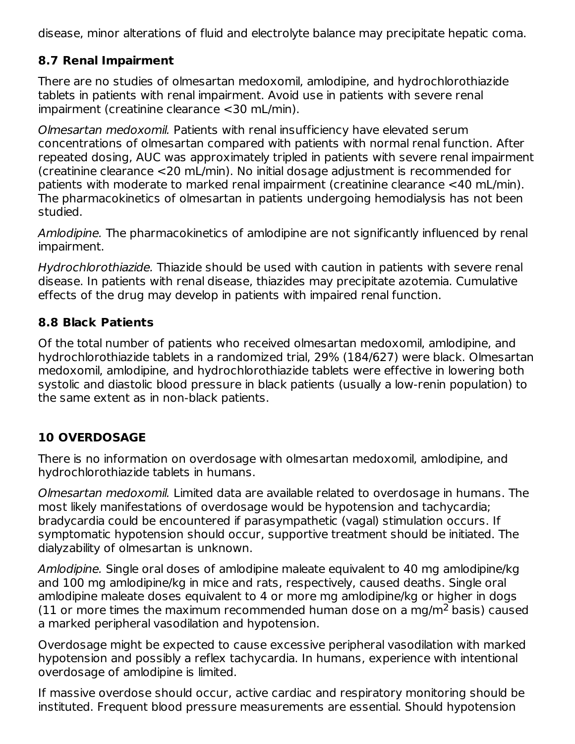disease, minor alterations of fluid and electrolyte balance may precipitate hepatic coma.

### 8.7 Renal Impairment

There are no studies of olmesartan medoxomil, amlodipine, and hydrochlorothiazide tablets in patients with renal impairment. Avoid use in patients with severe renal impairment (creatinine clearance <30 mL/min).

*Olmesartan medoxomil.* Patients with renal insufficiency have elevated serum concentrations of olmesartan compared with patients with normal renal function. After repeated dosing, AUC was approximately tripled in patients with severe renal impairment (creatinine clearance <20 mL/min). No initial dosage adjustment is recommended for patients with moderate to marked renal impairment (creatinine clearance <40 mL/min). The pharmacokinetics of olmesartan in patients undergoing hemodialysis has not been studied.

*Amlodipine.* The pharmacokinetics of amlodipine are not significantly influenced by renal impairment.

*Hydrochlorothiazide.* Thiazide should be used with caution in patients with severe renal disease. In patients with renal disease, thiazides may precipitate azotemia. Cumulative effects of the drug may develop in patients with impaired renal function.

### 8.8 Black Patients

Of the total number of patients who received olmesartan medoxomil, amlodipine, and hydrochlorothiazide tablets in a randomized trial, 29% (184/627) were black. Olmesartan medoxomil, amlodipine, and hydrochlorothiazide tablets were effective in lowering both systolic and diastolic blood pressure in black patients (usually a low-renin population) to the same extent as in non-black patients.

## 10 OVERDOSAGE

There is no information on overdosage with olmesartan medoxomil, amlodipine, and hydrochlorothiazide tablets in humans.

*Olmesartan medoxomil.* Limited data are available related to overdosage in humans. The most likely manifestations of overdosage would be hypotension and tachycardia; bradycardia could be encountered if parasympathetic (vagal) stimulation occurs. If symptomatic hypotension should occur, supportive treatment should be initiated. The dialyzability of olmesartan is unknown.

*Amlodipine.* Single oral doses of amlodipine maleate equivalent to 40 mg amlodipine/kg and 100 mg amlodipine/kg in mice and rats, respectively, caused deaths. Single oral amlodipine maleate doses equivalent to 4 or more mg amlodipine/kg or higher in dogs (11 or more times the maximum recommended human dose on a $mg/m^2$ basis) caused a marked peripheral vasodilation and hypotension.

Overdosage might be expected to cause excessive peripheral vasodilation with marked hypotension and possibly a reflex tachycardia. In humans, experience with intentional overdosage of amlodipine is limited.

If massive overdose should occur, active cardiac and respiratory monitoring should be instituted. Frequent blood pressure measurements are essential. Should hypotension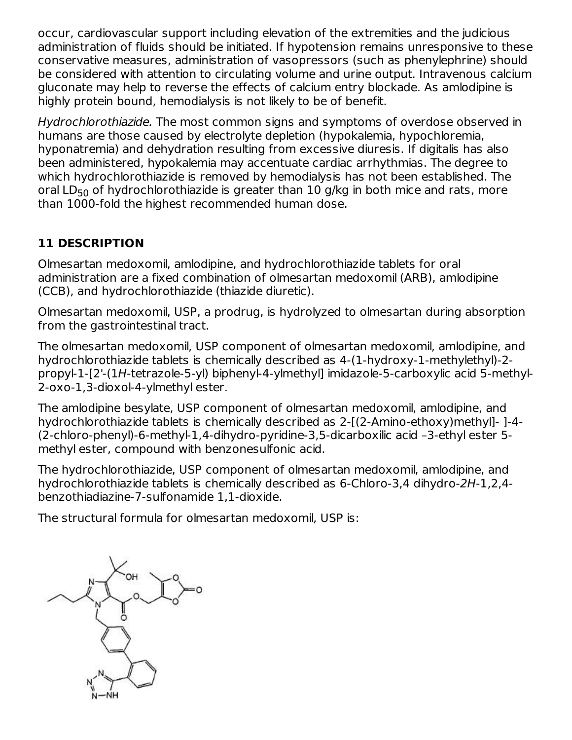occur, cardiovascular support including elevation of the extremities and the judicious administration of fluids should be initiated. If hypotension remains unresponsive to these conservative measures, administration of vasopressors (such as phenylephrine) should be considered with attention to circulating volume and urine output. Intravenous calcium gluconate may help to reverse the effects of calcium entry blockade. As amlodipine is highly protein bound, hemodialysis is not likely to be of benefit.

*Hydrochlorothiazide.* The most common signs and symptoms of overdose observed in humans are those caused by electrolyte depletion (hypokalemia, hypochloremia, hyponatremia) and dehydration resulting from excessive diuresis. If digitalis has also been administered, hypokalemia may accentuate cardiac arrhythmias. The degree to which hydrochlorothiazide is removed by hemodialysis has not been established. The oral $LD_{50}$ of hydrochlorothiazide is greater than 10 g/kg in both mice and rats, more than 1000-fold the highest recommended human dose.

## 11 DESCRIPTION

Olmesartan medoxomil, amlodipine, and hydrochlorothiazide tablets for oral administration are a fixed combination of olmesartan medoxomil (ARB), amlodipine (CCB), and hydrochlorothiazide (thiazide diuretic).

Olmesartan medoxomil, USP, a prodrug, is hydrolyzed to olmesartan during absorption from the gastrointestinal tract.

The olmesartan medoxomil, USP component of olmesartan medoxomil, amlodipine, and hydrochlorothiazide tablets is chemically described as 4-(1-hydroxy-1-methylethyl)-2-propyl-1-[2'-(1*H*-tetrazole-5-yl) biphenyl-4-ylmethyl] imidazole-5-carboxylic acid 5-methyl-2-oxo-1,3-dioxol-4-ylmethyl ester.

The amlodipine besylate, USP component of olmesartan medoxomil, amlodipine, and hydrochlorothiazide tablets is chemically described as 2-[(2-Amino-ethoxy)methyl]- ]-4-(2-chloro-phenyl)-6-methyl-1,4-dihydro-pyridine-3,5-dicarboxilic acid –3-ethyl ester 5-methyl ester, compound with benzonesulfonic acid.

The hydrochlorothiazide, USP component of olmesartan medoxomil, amlodipine, and hydrochlorothiazide tablets is chemically described as 6-Chloro-3,4 dihydro-*2H*-1,2,4-benzothiadiazine-7-sulfonamide 1,1-dioxide.

The structural formula for olmesartan medoxomil, USP is: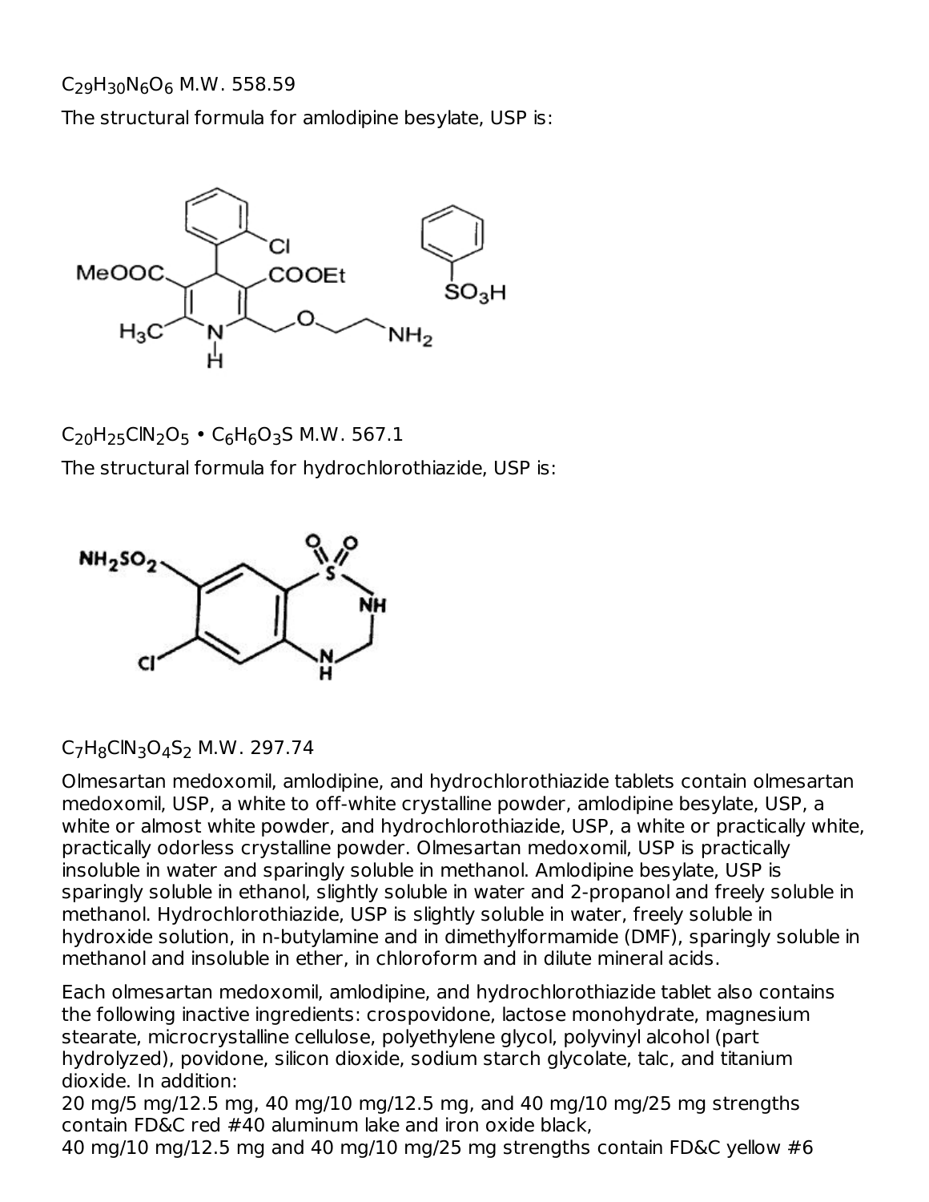$C_{29}H_{30}N_6O_6$ M.W. 558.59

The structural formula for amlodipine besylate, USP is:

$C_{20}H_{25}ClN_2O_5 \cdot C_6H_6O_3S$ M.W. 567.1

The structural formula for hydrochlorothiazide, USP is:

$C_7H_8ClN_3O_4S_2$ M.W. 297.74

Olmesartan medoxomil, amlodipine, and hydrochlorothiazide tablets contain olmesartan medoxomil, USP, a white to off-white crystalline powder, amlodipine besylate, USP, a white or almost white powder, and hydrochlorothiazide, USP, a white or practically white, practically odorless crystalline powder. Olmesartan medoxomil, USP is practically insoluble in water and sparingly soluble in methanol. Amlodipine besylate, USP is sparingly soluble in ethanol, slightly soluble in water and 2-propanol and freely soluble in methanol. Hydrochlorothiazide, USP is slightly soluble in water, freely soluble in hydroxide solution, in n-butylamine and in dimethylformamide (DMF), sparingly soluble in methanol and insoluble in ether, in chloroform and in dilute mineral acids.

Each olmesartan medoxomil, amlodipine, and hydrochlorothiazide tablet also contains the following inactive ingredients: crospovidone, lactose monohydrate, magnesium stearate, microcrystalline cellulose, polyethylene glycol, polyvinyl alcohol (part hydrolyzed), povidone, silicon dioxide, sodium starch glycolate, talc, and titanium dioxide. In addition:
20 mg/5 mg/12.5 mg, 40 mg/10 mg/12.5 mg, and 40 mg/10 mg/25 mg strengths contain FD&C red #40 aluminum lake and iron oxide black,
40 mg/10 mg/12.5 mg and 40 mg/10 mg/25 mg strengths contain FD&C yellow #6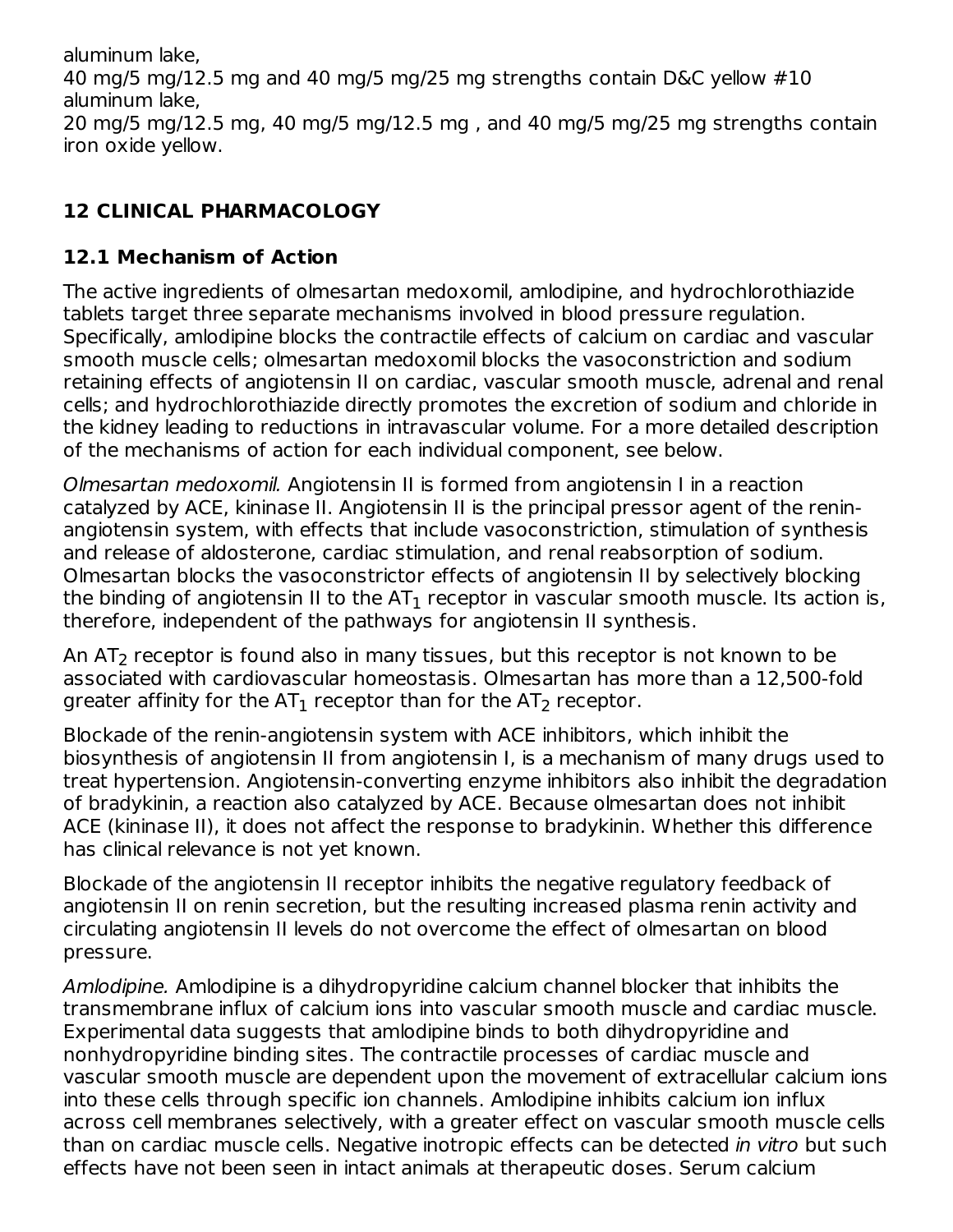aluminum lake,
40 mg/5 mg/12.5 mg and 40 mg/5 mg/25 mg strengths contain D&C yellow #10 aluminum lake,
20 mg/5 mg/12.5 mg, 40 mg/5 mg/12.5 mg , and 40 mg/5 mg/25 mg strengths contain iron oxide yellow.

## 12 CLINICAL PHARMACOLOGY

### 12.1 Mechanism of Action

The active ingredients of olmesartan medoxomil, amlodipine, and hydrochlorothiazide tablets target three separate mechanisms involved in blood pressure regulation. Specifically, amlodipine blocks the contractile effects of calcium on cardiac and vascular smooth muscle cells; olmesartan medoxomil blocks the vasoconstriction and sodium retaining effects of angiotensin II on cardiac, vascular smooth muscle, adrenal and renal cells; and hydrochlorothiazide directly promotes the excretion of sodium and chloride in the kidney leading to reductions in intravascular volume. For a more detailed description of the mechanisms of action for each individual component, see below.

*Olmesartan medoxomil.* Angiotensin II is formed from angiotensin I in a reaction catalyzed by ACE, kininase II. Angiotensin II is the principal pressor agent of the renin-angiotensin system, with effects that include vasoconstriction, stimulation of synthesis and release of aldosterone, cardiac stimulation, and renal reabsorption of sodium. Olmesartan blocks the vasoconstrictor effects of angiotensin II by selectively blocking the binding of angiotensin II to the $AT_1$ receptor in vascular smooth muscle. Its action is, therefore, independent of the pathways for angiotensin II synthesis.

An $AT_2$ receptor is found also in many tissues, but this receptor is not known to be associated with cardiovascular homeostasis. Olmesartan has more than a 12,500-fold greater affinity for the $AT_1$ receptor than for the $AT_2$ receptor.

Blockade of the renin-angiotensin system with ACE inhibitors, which inhibit the biosynthesis of angiotensin II from angiotensin I, is a mechanism of many drugs used to treat hypertension. Angiotensin-converting enzyme inhibitors also inhibit the degradation of bradykinin, a reaction also catalyzed by ACE. Because olmesartan does not inhibit ACE (kininase II), it does not affect the response to bradykinin. Whether this difference has clinical relevance is not yet known.

Blockade of the angiotensin II receptor inhibits the negative regulatory feedback of angiotensin II on renin secretion, but the resulting increased plasma renin activity and circulating angiotensin II levels do not overcome the effect of olmesartan on blood pressure.

*Amlodipine.* Amlodipine is a dihydropyridine calcium channel blocker that inhibits the transmembrane influx of calcium ions into vascular smooth muscle and cardiac muscle. Experimental data suggests that amlodipine binds to both dihydropyridine and nonhydropyridine binding sites. The contractile processes of cardiac muscle and vascular smooth muscle are dependent upon the movement of extracellular calcium ions into these cells through specific ion channels. Amlodipine inhibits calcium ion influx across cell membranes selectively, with a greater effect on vascular smooth muscle cells than on cardiac muscle cells. Negative inotropic effects can be detected *in vitro* but such effects have not been seen in intact animals at therapeutic doses. Serum calcium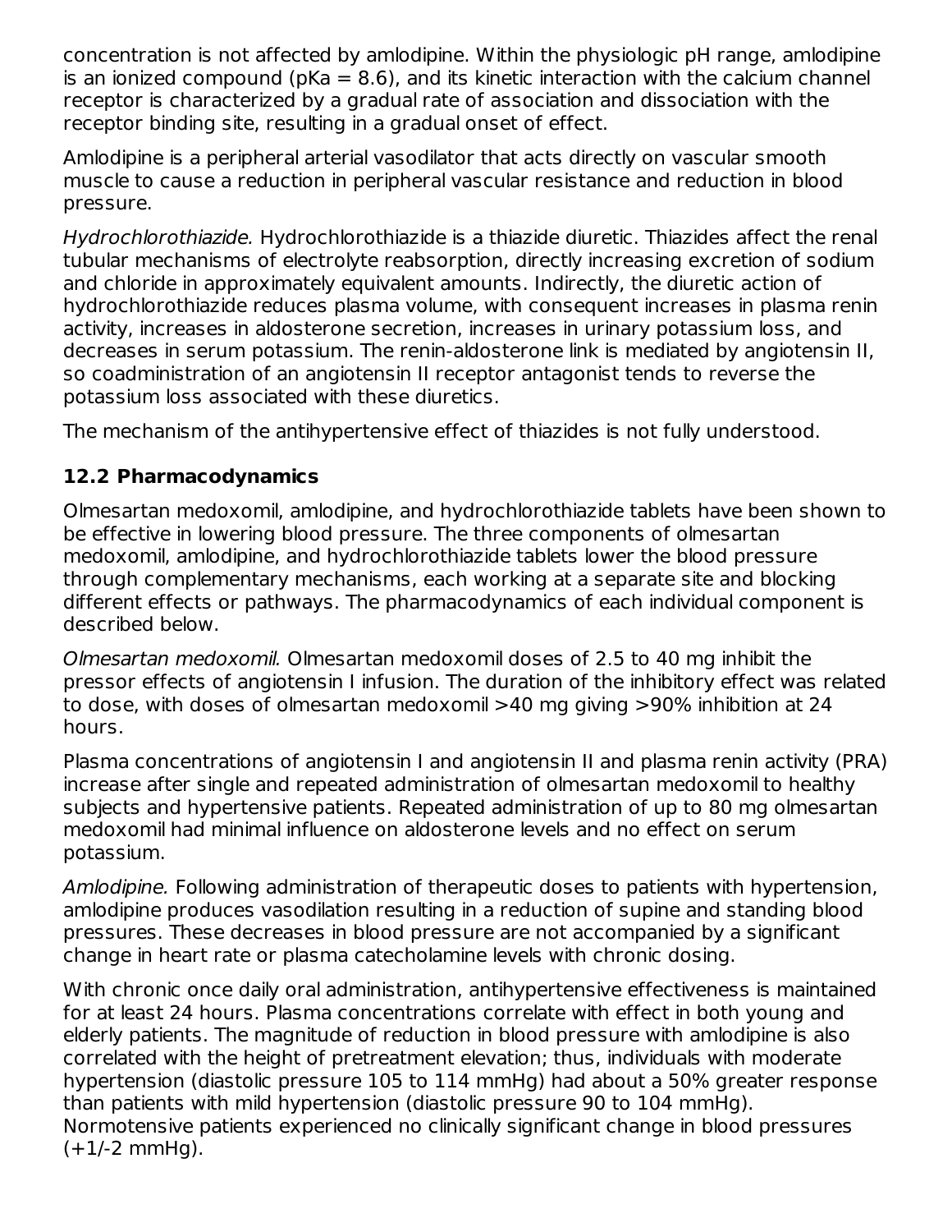concentration is not affected by amlodipine. Within the physiologic pH range, amlodipine is an ionized compound (pKa = 8.6), and its kinetic interaction with the calcium channel receptor is characterized by a gradual rate of association and dissociation with the receptor binding site, resulting in a gradual onset of effect.

Amlodipine is a peripheral arterial vasodilator that acts directly on vascular smooth muscle to cause a reduction in peripheral vascular resistance and reduction in blood pressure.

*Hydrochlorothiazide.* Hydrochlorothiazide is a thiazide diuretic. Thiazides affect the renal tubular mechanisms of electrolyte reabsorption, directly increasing excretion of sodium and chloride in approximately equivalent amounts. Indirectly, the diuretic action of hydrochlorothiazide reduces plasma volume, with consequent increases in plasma renin activity, increases in aldosterone secretion, increases in urinary potassium loss, and decreases in serum potassium. The renin-aldosterone link is mediated by angiotensin II, so coadministration of an angiotensin II receptor antagonist tends to reverse the potassium loss associated with these diuretics.

The mechanism of the antihypertensive effect of thiazides is not fully understood.

## 12.2 Pharmacodynamics

Olmesartan medoxomil, amlodipine, and hydrochlorothiazide tablets have been shown to be effective in lowering blood pressure. The three components of olmesartan medoxomil, amlodipine, and hydrochlorothiazide tablets lower the blood pressure through complementary mechanisms, each working at a separate site and blocking different effects or pathways. The pharmacodynamics of each individual component is described below.

*Olmesartan medoxomil.* Olmesartan medoxomil doses of 2.5 to 40 mg inhibit the pressor effects of angiotensin I infusion. The duration of the inhibitory effect was related to dose, with doses of olmesartan medoxomil >40 mg giving >90% inhibition at 24 hours.

Plasma concentrations of angiotensin I and angiotensin II and plasma renin activity (PRA) increase after single and repeated administration of olmesartan medoxomil to healthy subjects and hypertensive patients. Repeated administration of up to 80 mg olmesartan medoxomil had minimal influence on aldosterone levels and no effect on serum potassium.

*Amlodipine.* Following administration of therapeutic doses to patients with hypertension, amlodipine produces vasodilation resulting in a reduction of supine and standing blood pressures. These decreases in blood pressure are not accompanied by a significant change in heart rate or plasma catecholamine levels with chronic dosing.

With chronic once daily oral administration, antihypertensive effectiveness is maintained for at least 24 hours. Plasma concentrations correlate with effect in both young and elderly patients. The magnitude of reduction in blood pressure with amlodipine is also correlated with the height of pretreatment elevation; thus, individuals with moderate hypertension (diastolic pressure 105 to 114 mmHg) had about a 50% greater response than patients with mild hypertension (diastolic pressure 90 to 104 mmHg). Normotensive patients experienced no clinically significant change in blood pressures (+1/-2 mmHg).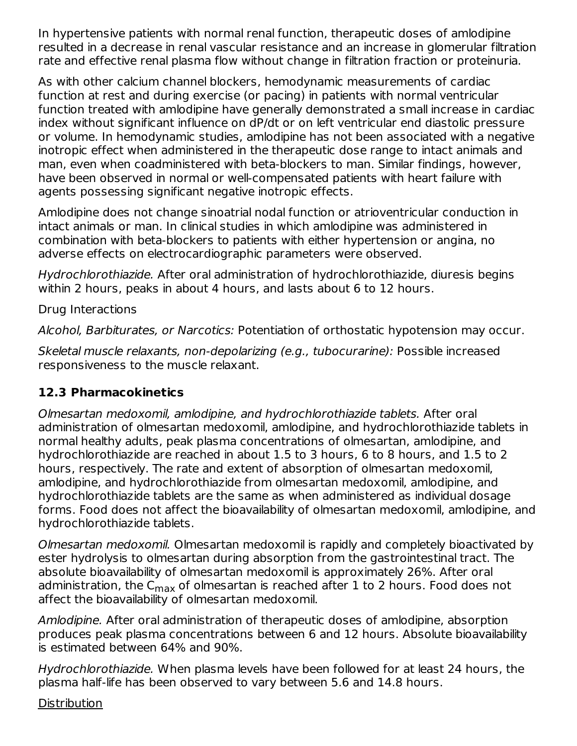In hypertensive patients with normal renal function, therapeutic doses of amlodipine resulted in a decrease in renal vascular resistance and an increase in glomerular filtration rate and effective renal plasma flow without change in filtration fraction or proteinuria.

As with other calcium channel blockers, hemodynamic measurements of cardiac function at rest and during exercise (or pacing) in patients with normal ventricular function treated with amlodipine have generally demonstrated a small increase in cardiac index without significant influence on dP/dt or on left ventricular end diastolic pressure or volume. In hemodynamic studies, amlodipine has not been associated with a negative inotropic effect when administered in the therapeutic dose range to intact animals and man, even when coadministered with beta-blockers to man. Similar findings, however, have been observed in normal or well-compensated patients with heart failure with agents possessing significant negative inotropic effects.

Amlodipine does not change sinoatrial nodal function or atrioventricular conduction in intact animals or man. In clinical studies in which amlodipine was administered in combination with beta-blockers to patients with either hypertension or angina, no adverse effects on electrocardiographic parameters were observed.

*Hydrochlorothiazide.* After oral administration of hydrochlorothiazide, diuresis begins within 2 hours, peaks in about 4 hours, and lasts about 6 to 12 hours.

Drug Interactions

*Alcohol, Barbiturates, or Narcotics:* Potentiation of orthostatic hypotension may occur.

*Skeletal muscle relaxants, non-depolarizing (e.g., tubocurarine):* Possible increased responsiveness to the muscle relaxant.

### 12.3 Pharmacokinetics

*Olmesartan medoxomil, amlodipine, and hydrochlorothiazide tablets.* After oral administration of olmesartan medoxomil, amlodipine, and hydrochlorothiazide tablets in normal healthy adults, peak plasma concentrations of olmesartan, amlodipine, and hydrochlorothiazide are reached in about 1.5 to 3 hours, 6 to 8 hours, and 1.5 to 2 hours, respectively. The rate and extent of absorption of olmesartan medoxomil, amlodipine, and hydrochlorothiazide from olmesartan medoxomil, amlodipine, and hydrochlorothiazide tablets are the same as when administered as individual dosage forms. Food does not affect the bioavailability of olmesartan medoxomil, amlodipine, and hydrochlorothiazide tablets.

*Olmesartan medoxomil.* Olmesartan medoxomil is rapidly and completely bioactivated by ester hydrolysis to olmesartan during absorption from the gastrointestinal tract. The absolute bioavailability of olmesartan medoxomil is approximately 26%. After oral administration, the $C_{max}$ of olmesartan is reached after 1 to 2 hours. Food does not affect the bioavailability of olmesartan medoxomil.

*Amlodipine.* After oral administration of therapeutic doses of amlodipine, absorption produces peak plasma concentrations between 6 and 12 hours. Absolute bioavailability is estimated between 64% and 90%.

*Hydrochlorothiazide.* When plasma levels have been followed for at least 24 hours, the plasma half-life has been observed to vary between 5.6 and 14.8 hours.

Distribution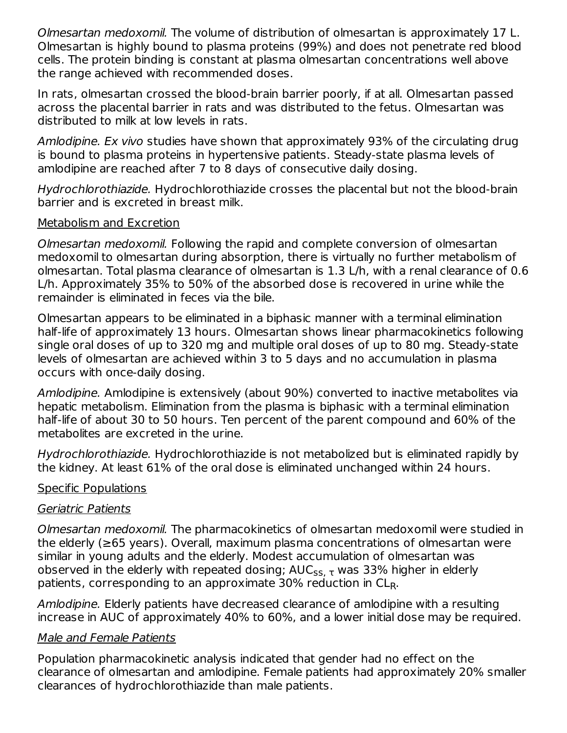*Olmesartan medoxomil.* The volume of distribution of olmesartan is approximately 17 L. Olmesartan is highly bound to plasma proteins (99%) and does not penetrate red blood cells. The protein binding is constant at plasma olmesartan concentrations well above the range achieved with recommended doses.

In rats, olmesartan crossed the blood-brain barrier poorly, if at all. Olmesartan passed across the placental barrier in rats and was distributed to the fetus. Olmesartan was distributed to milk at low levels in rats.

*Amlodipine. Ex vivo* studies have shown that approximately 93% of the circulating drug is bound to plasma proteins in hypertensive patients. Steady-state plasma levels of amlodipine are reached after 7 to 8 days of consecutive daily dosing.

*Hydrochlorothiazide.* Hydrochlorothiazide crosses the placental but not the blood-brain barrier and is excreted in breast milk.

Metabolism and Excretion

*Olmesartan medoxomil.* Following the rapid and complete conversion of olmesartan medoxomil to olmesartan during absorption, there is virtually no further metabolism of olmesartan. Total plasma clearance of olmesartan is 1.3 L/h, with a renal clearance of 0.6 L/h. Approximately 35% to 50% of the absorbed dose is recovered in urine while the remainder is eliminated in feces via the bile.

Olmesartan appears to be eliminated in a biphasic manner with a terminal elimination half-life of approximately 13 hours. Olmesartan shows linear pharmacokinetics following single oral doses of up to 320 mg and multiple oral doses of up to 80 mg. Steady-state levels of olmesartan are achieved within 3 to 5 days and no accumulation in plasma occurs with once-daily dosing.

*Amlodipine.* Amlodipine is extensively (about 90%) converted to inactive metabolites via hepatic metabolism. Elimination from the plasma is biphasic with a terminal elimination half-life of about 30 to 50 hours. Ten percent of the parent compound and 60% of the metabolites are excreted in the urine.

*Hydrochlorothiazide.* Hydrochlorothiazide is not metabolized but is eliminated rapidly by the kidney. At least 61% of the oral dose is eliminated unchanged within 24 hours.

Specific Populations

*Geriatric Patients*

*Olmesartan medoxomil.* The pharmacokinetics of olmesartan medoxomil were studied in the elderly (≥65 years). Overall, maximum plasma concentrations of olmesartan were similar in young adults and the elderly. Modest accumulation of olmesartan was observed in the elderly with repeated dosing; $AUC_{ss,\tau}$ was 33% higher in elderly patients, corresponding to an approximate 30% reduction in $CL_R$.

*Amlodipine.* Elderly patients have decreased clearance of amlodipine with a resulting increase in AUC of approximately 40% to 60%, and a lower initial dose may be required.

*Male and Female Patients*

Population pharmacokinetic analysis indicated that gender had no effect on the clearance of olmesartan and amlodipine. Female patients had approximately 20% smaller clearances of hydrochlorothiazide than male patients.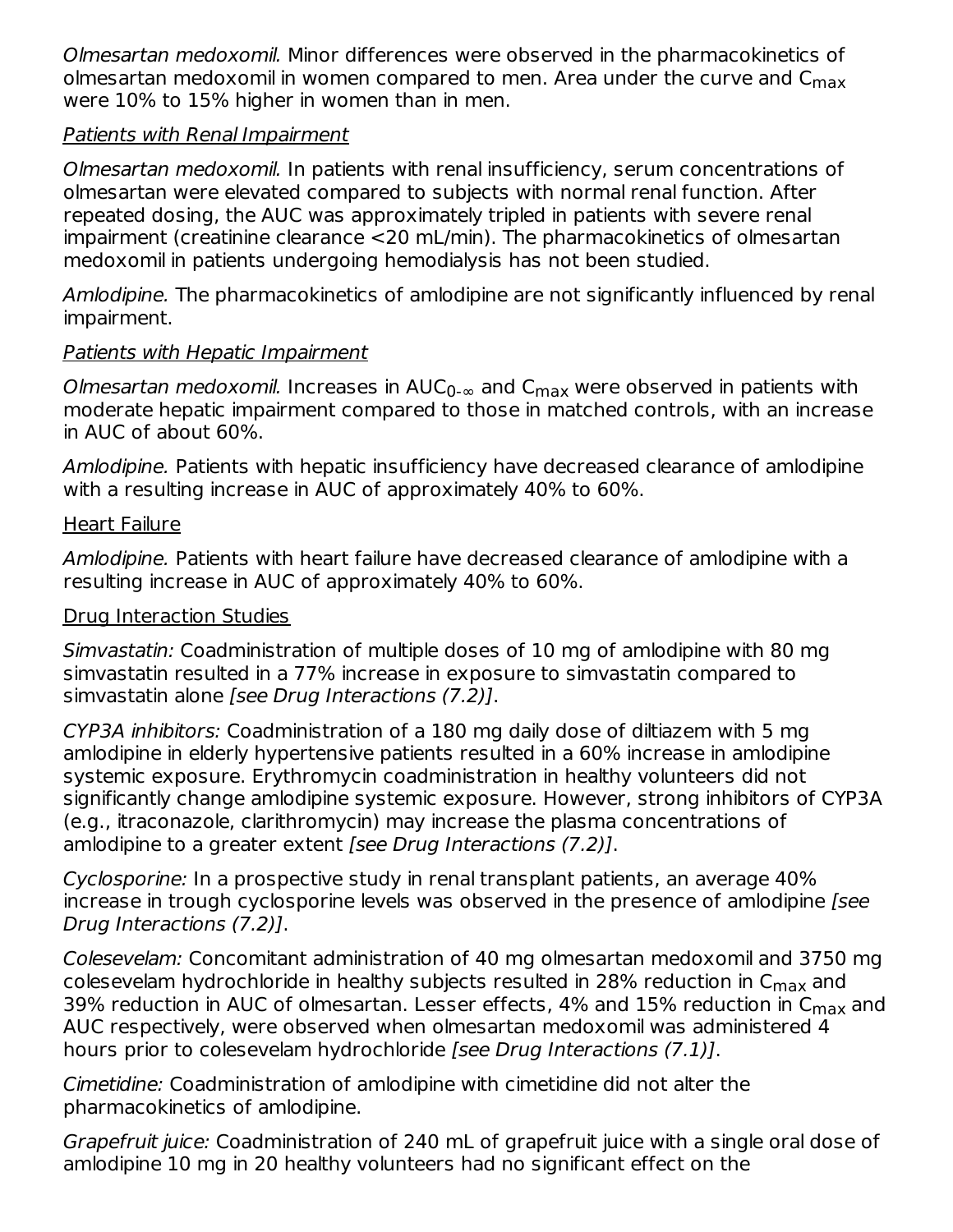*Olmesartan medoxomil.* Minor differences were observed in the pharmacokinetics of olmesartan medoxomil in women compared to men. Area under the curve and $C_{max}$ were 10% to 15% higher in women than in men.

Patients with Renal Impairment

*Olmesartan medoxomil.* In patients with renal insufficiency, serum concentrations of olmesartan were elevated compared to subjects with normal renal function. After repeated dosing, the AUC was approximately tripled in patients with severe renal impairment (creatinine clearance <20 mL/min). The pharmacokinetics of olmesartan medoxomil in patients undergoing hemodialysis has not been studied.

*Amlodipine.* The pharmacokinetics of amlodipine are not significantly influenced by renal impairment.

Patients with Hepatic Impairment

*Olmesartan medoxomil.* Increases in $AUC_{0-\infty}$ and $C_{max}$ were observed in patients with moderate hepatic impairment compared to those in matched controls, with an increase in AUC of about 60%.

*Amlodipine.* Patients with hepatic insufficiency have decreased clearance of amlodipine with a resulting increase in AUC of approximately 40% to 60%.

Heart Failure

*Amlodipine.* Patients with heart failure have decreased clearance of amlodipine with a resulting increase in AUC of approximately 40% to 60%.

Drug Interaction Studies

*Simvastatin:* Coadministration of multiple doses of 10 mg of amlodipine with 80 mg simvastatin resulted in a 77% increase in exposure to simvastatin compared to simvastatin alone *[see Drug Interactions (7.2)]*.

*CYP3A inhibitors:* Coadministration of a 180 mg daily dose of diltiazem with 5 mg amlodipine in elderly hypertensive patients resulted in a 60% increase in amlodipine systemic exposure. Erythromycin coadministration in healthy volunteers did not significantly change amlodipine systemic exposure. However, strong inhibitors of CYP3A (e.g., itraconazole, clarithromycin) may increase the plasma concentrations of amlodipine to a greater extent *[see Drug Interactions (7.2)]*.

*Cyclosporine:* In a prospective study in renal transplant patients, an average 40% increase in trough cyclosporine levels was observed in the presence of amlodipine *[see Drug Interactions (7.2)]*.

*Colesevelam:* Concomitant administration of 40 mg olmesartan medoxomil and 3750 mg colesevelam hydrochloride in healthy subjects resulted in 28% reduction in $C_{max}$ and 39% reduction in AUC of olmesartan. Lesser effects, 4% and 15% reduction in $C_{max}$ and AUC respectively, were observed when olmesartan medoxomil was administered 4 hours prior to colesevelam hydrochloride *[see Drug Interactions (7.1)]*.

*Cimetidine:* Coadministration of amlodipine with cimetidine did not alter the pharmacokinetics of amlodipine.

*Grapefruit juice:* Coadministration of 240 mL of grapefruit juice with a single oral dose of amlodipine 10 mg in 20 healthy volunteers had no significant effect on the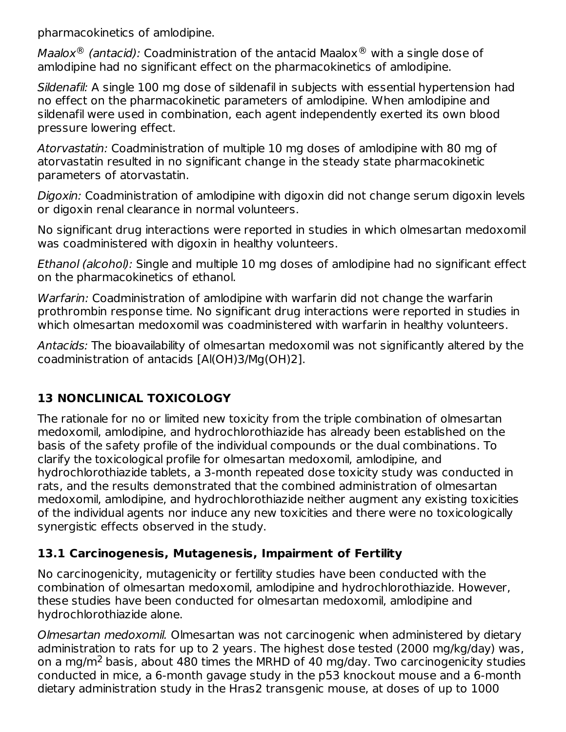pharmacokinetics of amlodipine.

*Maalox® (antacid):* Coadministration of the antacid Maalox® with a single dose of amlodipine had no significant effect on the pharmacokinetics of amlodipine.

*Sildenafil:* A single 100 mg dose of sildenafil in subjects with essential hypertension had no effect on the pharmacokinetic parameters of amlodipine. When amlodipine and sildenafil were used in combination, each agent independently exerted its own blood pressure lowering effect.

*Atorvastatin:* Coadministration of multiple 10 mg doses of amlodipine with 80 mg of atorvastatin resulted in no significant change in the steady state pharmacokinetic parameters of atorvastatin.

*Digoxin:* Coadministration of amlodipine with digoxin did not change serum digoxin levels or digoxin renal clearance in normal volunteers.

No significant drug interactions were reported in studies in which olmesartan medoxomil was coadministered with digoxin in healthy volunteers.

*Ethanol (alcohol):* Single and multiple 10 mg doses of amlodipine had no significant effect on the pharmacokinetics of ethanol.

*Warfarin:* Coadministration of amlodipine with warfarin did not change the warfarin prothrombin response time. No significant drug interactions were reported in studies in which olmesartan medoxomil was coadministered with warfarin in healthy volunteers.

*Antacids:* The bioavailability of olmesartan medoxomil was not significantly altered by the coadministration of antacids [Al(OH)3/Mg(OH)2].

## 13 NONCLINICAL TOXICOLOGY

The rationale for no or limited new toxicity from the triple combination of olmesartan medoxomil, amlodipine, and hydrochlorothiazide has already been established on the basis of the safety profile of the individual compounds or the dual combinations. To clarify the toxicological profile for olmesartan medoxomil, amlodipine, and hydrochlorothiazide tablets, a 3-month repeated dose toxicity study was conducted in rats, and the results demonstrated that the combined administration of olmesartan medoxomil, amlodipine, and hydrochlorothiazide neither augment any existing toxicities of the individual agents nor induce any new toxicities and there were no toxicologically synergistic effects observed in the study.

### 13.1 Carcinogenesis, Mutagenesis, Impairment of Fertility

No carcinogenicity, mutagenicity or fertility studies have been conducted with the combination of olmesartan medoxomil, amlodipine and hydrochlorothiazide. However, these studies have been conducted for olmesartan medoxomil, amlodipine and hydrochlorothiazide alone.

*Olmesartan medoxomil.* Olmesartan was not carcinogenic when administered by dietary administration to rats for up to 2 years. The highest dose tested (2000 mg/kg/day) was, on a mg/m$^2$ basis, about 480 times the MRHD of 40 mg/day. Two carcinogenicity studies conducted in mice, a 6-month gavage study in the p53 knockout mouse and a 6-month dietary administration study in the Hras2 transgenic mouse, at doses of up to 1000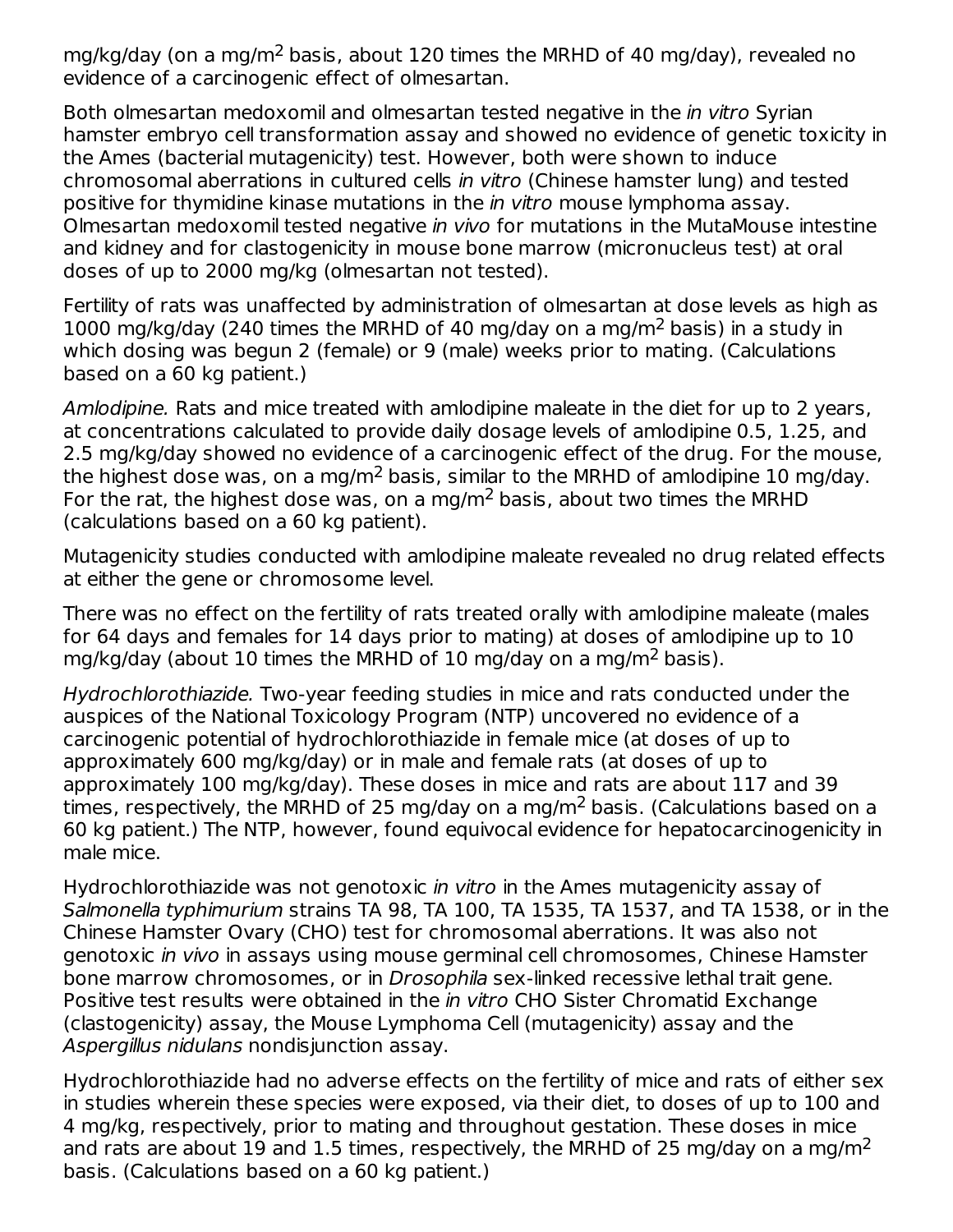mg/kg/day (on a mg/m$^2$ basis, about 120 times the MRHD of 40 mg/day), revealed no evidence of a carcinogenic effect of olmesartan.

Both olmesartan medoxomil and olmesartan tested negative in the *in vitro* Syrian hamster embryo cell transformation assay and showed no evidence of genetic toxicity in the Ames (bacterial mutagenicity) test. However, both were shown to induce chromosomal aberrations in cultured cells *in vitro* (Chinese hamster lung) and tested positive for thymidine kinase mutations in the *in vitro* mouse lymphoma assay. Olmesartan medoxomil tested negative *in vivo* for mutations in the MutaMouse intestine and kidney and for clastogenicity in mouse bone marrow (micronucleus test) at oral doses of up to 2000 mg/kg (olmesartan not tested).

Fertility of rats was unaffected by administration of olmesartan at dose levels as high as 1000 mg/kg/day (240 times the MRHD of 40 mg/day on a mg/m$^2$ basis) in a study in which dosing was begun 2 (female) or 9 (male) weeks prior to mating. (Calculations based on a 60 kg patient.)

*Amlodipine.* Rats and mice treated with amlodipine maleate in the diet for up to 2 years, at concentrations calculated to provide daily dosage levels of amlodipine 0.5, 1.25, and 2.5 mg/kg/day showed no evidence of a carcinogenic effect of the drug. For the mouse, the highest dose was, on a mg/m$^2$ basis, similar to the MRHD of amlodipine 10 mg/day. For the rat, the highest dose was, on a mg/m$^2$ basis, about two times the MRHD (calculations based on a 60 kg patient).

Mutagenicity studies conducted with amlodipine maleate revealed no drug related effects at either the gene or chromosome level.

There was no effect on the fertility of rats treated orally with amlodipine maleate (males for 64 days and females for 14 days prior to mating) at doses of amlodipine up to 10 mg/kg/day (about 10 times the MRHD of 10 mg/day on a mg/m$^2$ basis).

*Hydrochlorothiazide.* Two-year feeding studies in mice and rats conducted under the auspices of the National Toxicology Program (NTP) uncovered no evidence of a carcinogenic potential of hydrochlorothiazide in female mice (at doses of up to approximately 600 mg/kg/day) or in male and female rats (at doses of up to approximately 100 mg/kg/day). These doses in mice and rats are about 117 and 39 times, respectively, the MRHD of 25 mg/day on a mg/m$^2$ basis. (Calculations based on a 60 kg patient.) The NTP, however, found equivocal evidence for hepatocarcinogenicity in male mice.

Hydrochlorothiazide was not genotoxic *in vitro* in the Ames mutagenicity assay of *Salmonella typhimurium* strains TA 98, TA 100, TA 1535, TA 1537, and TA 1538, or in the Chinese Hamster Ovary (CHO) test for chromosomal aberrations. It was also not genotoxic *in vivo* in assays using mouse germinal cell chromosomes, Chinese Hamster bone marrow chromosomes, or in *Drosophila* sex-linked recessive lethal trait gene. Positive test results were obtained in the *in vitro* CHO Sister Chromatid Exchange (clastogenicity) assay, the Mouse Lymphoma Cell (mutagenicity) assay and the *Aspergillus nidulans* nondisjunction assay.

Hydrochlorothiazide had no adverse effects on the fertility of mice and rats of either sex in studies wherein these species were exposed, via their diet, to doses of up to 100 and 4 mg/kg, respectively, prior to mating and throughout gestation. These doses in mice and rats are about 19 and 1.5 times, respectively, the MRHD of 25 mg/day on a mg/m$^2$ basis. (Calculations based on a 60 kg patient.)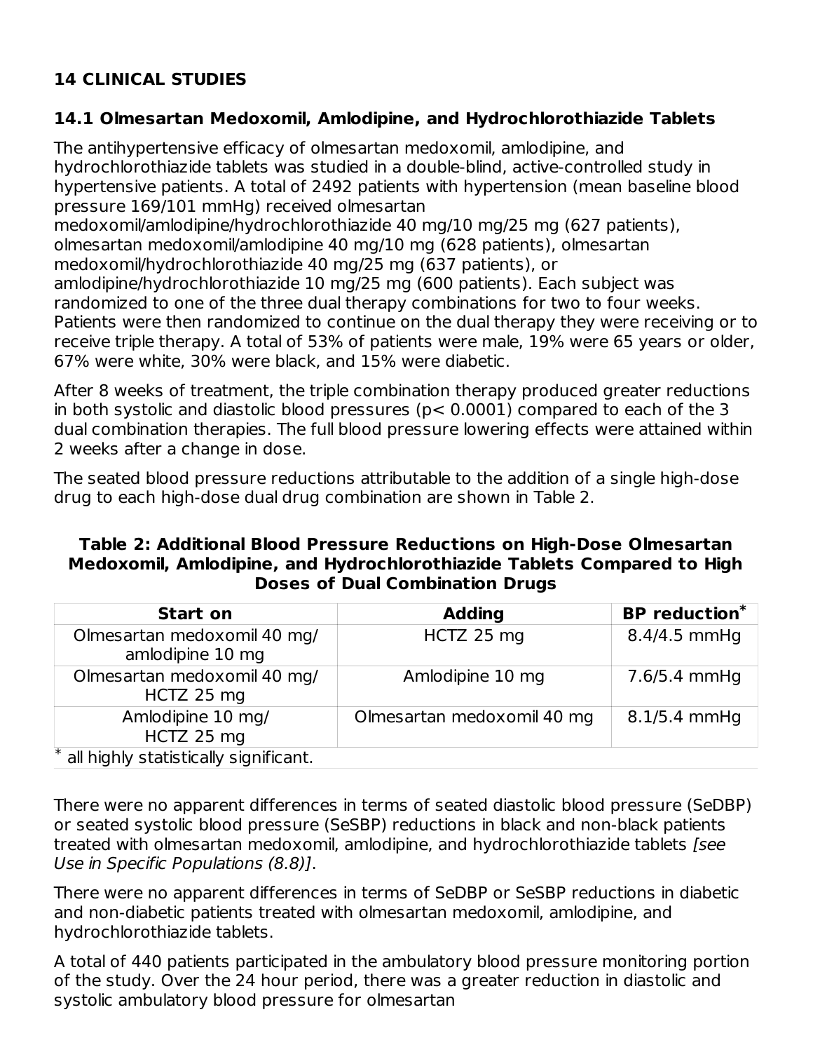## 14 CLINICAL STUDIES

### 14.1 Olmesartan Medoxomil, Amlodipine, and Hydrochlorothiazide Tablets

The antihypertensive efficacy of olmesartan medoxomil, amlodipine, and hydrochlorothiazide tablets was studied in a double-blind, active-controlled study in hypertensive patients. A total of 2492 patients with hypertension (mean baseline blood pressure 169/101 mmHg) received olmesartan medoxomil/amlodipine/hydrochlorothiazide 40 mg/10 mg/25 mg (627 patients), olmesartan medoxomil/amlodipine 40 mg/10 mg (628 patients), olmesartan medoxomil/hydrochlorothiazide 40 mg/25 mg (637 patients), or amlodipine/hydrochlorothiazide 10 mg/25 mg (600 patients). Each subject was randomized to one of the three dual therapy combinations for two to four weeks. Patients were then randomized to continue on the dual therapy they were receiving or to receive triple therapy. A total of 53% of patients were male, 19% were 65 years or older, 67% were white, 30% were black, and 15% were diabetic.

After 8 weeks of treatment, the triple combination therapy produced greater reductions in both systolic and diastolic blood pressures ($p < 0.0001$) compared to each of the 3 dual combination therapies. The full blood pressure lowering effects were attained within 2 weeks after a change in dose.

The seated blood pressure reductions attributable to the addition of a single high-dose drug to each high-dose dual drug combination are shown in Table 2.

**Table 2: Additional Blood Pressure Reductions on High-Dose Olmesartan Medoxomil, Amlodipine, and Hydrochlorothiazide Tablets Compared to High Doses of Dual Combination Drugs**

| Start on | Adding | BP reduction* |
|---|---|---|
| Olmesartan medoxomil 40 mg/ amlodipine 10 mg | HCTZ 25 mg | 8.4/4.5 mmHg |
| Olmesartan medoxomil 40 mg/ HCTZ 25 mg | Amlodipine 10 mg | 7.6/5.4 mmHg |
| Amlodipine 10 mg/ HCTZ 25 mg | Olmesartan medoxomil 40 mg | 8.1/5.4 mmHg |

* all highly statistically significant.

There were no apparent differences in terms of seated diastolic blood pressure (SeDBP) or seated systolic blood pressure (SeSBP) reductions in black and non-black patients treated with olmesartan medoxomil, amlodipine, and hydrochlorothiazide tablets *[see Use in Specific Populations (8.8)]*.

There were no apparent differences in terms of SeDBP or SeSBP reductions in diabetic and non-diabetic patients treated with olmesartan medoxomil, amlodipine, and hydrochlorothiazide tablets.

A total of 440 patients participated in the ambulatory blood pressure monitoring portion of the study. Over the 24 hour period, there was a greater reduction in diastolic and systolic ambulatory blood pressure for olmesartan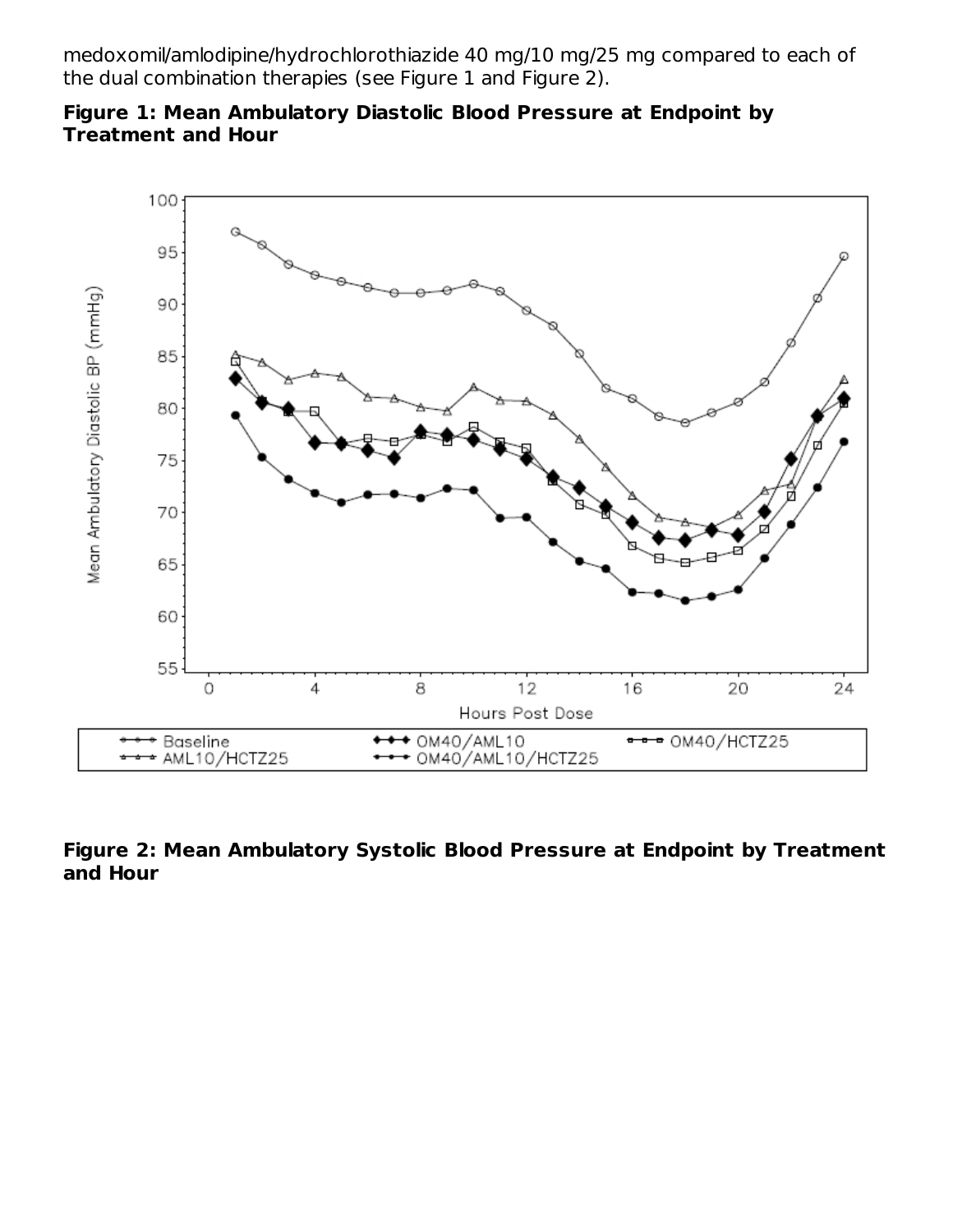medoxomil/amlodipine/hydrochlorothiazide 40 mg/10 mg/25 mg compared to each of the dual combination therapies (see Figure 1 and Figure 2).

**Figure 1: Mean Ambulatory Diastolic Blood Pressure at Endpoint by Treatment and Hour**

**Figure 2: Mean Ambulatory Systolic Blood Pressure at Endpoint by Treatment and Hour**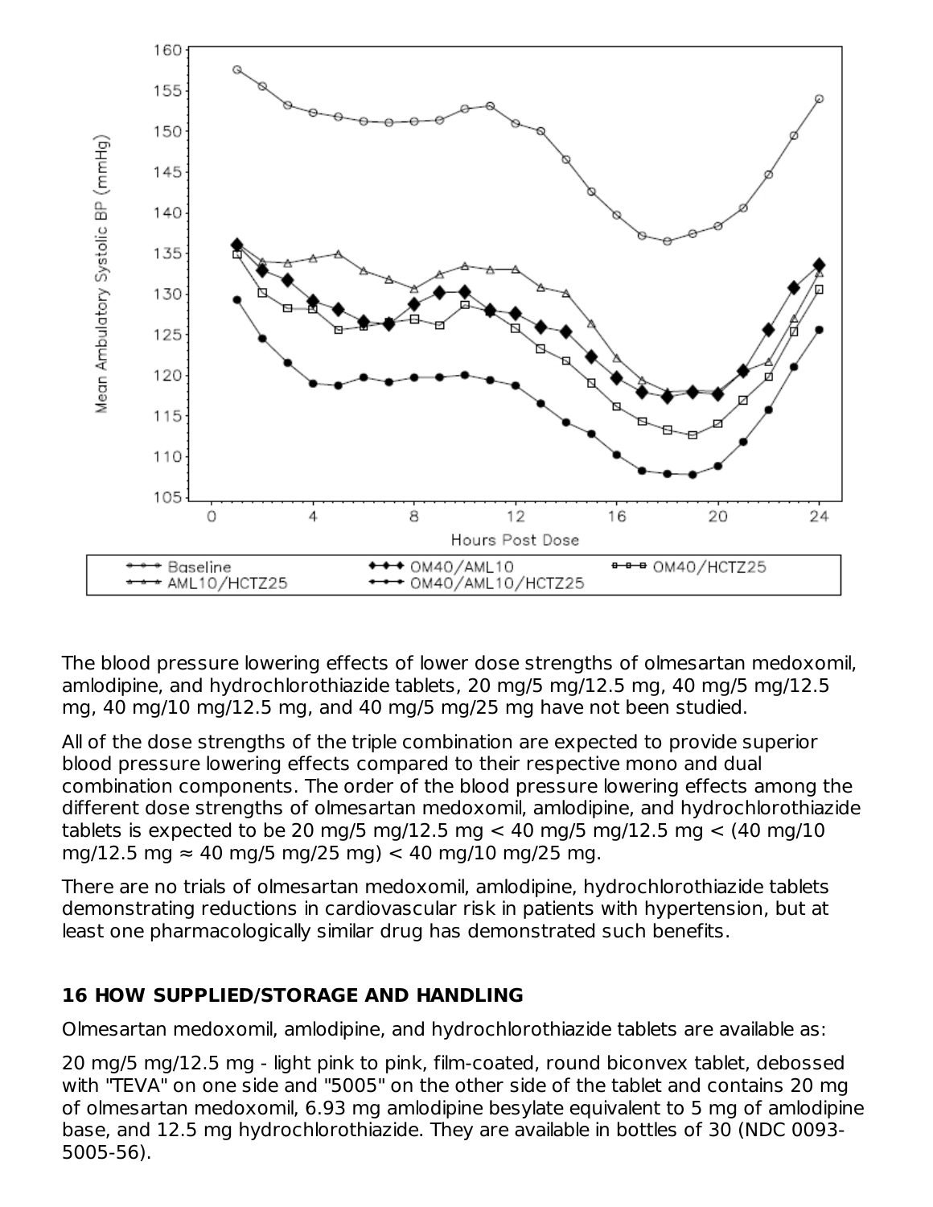The blood pressure lowering effects of lower dose strengths of olmesartan medoxomil, amlodipine, and hydrochlorothiazide tablets, 20 mg/5 mg/12.5 mg, 40 mg/5 mg/12.5 mg, 40 mg/10 mg/12.5 mg, and 40 mg/5 mg/25 mg have not been studied.

All of the dose strengths of the triple combination are expected to provide superior blood pressure lowering effects compared to their respective mono and dual combination components. The order of the blood pressure lowering effects among the different dose strengths of olmesartan medoxomil, amlodipine, and hydrochlorothiazide tablets is expected to be 20 mg/5 mg/12.5 mg < 40 mg/5 mg/12.5 mg < (40 mg/10 mg/12.5 mg ≈ 40 mg/5 mg/25 mg) < 40 mg/10 mg/25 mg.

There are no trials of olmesartan medoxomil, amlodipine, hydrochlorothiazide tablets demonstrating reductions in cardiovascular risk in patients with hypertension, but at least one pharmacologically similar drug has demonstrated such benefits.

## 16 HOW SUPPLIED/STORAGE AND HANDLING

Olmesartan medoxomil, amlodipine, and hydrochlorothiazide tablets are available as:

20 mg/5 mg/12.5 mg - light pink to pink, film-coated, round biconvex tablet, debossed with "TEVA" on one side and "5005" on the other side of the tablet and contains 20 mg of olmesartan medoxomil, 6.93 mg amlodipine besylate equivalent to 5 mg of amlodipine base, and 12.5 mg hydrochlorothiazide. They are available in bottles of 30 (NDC 0093-5005-56).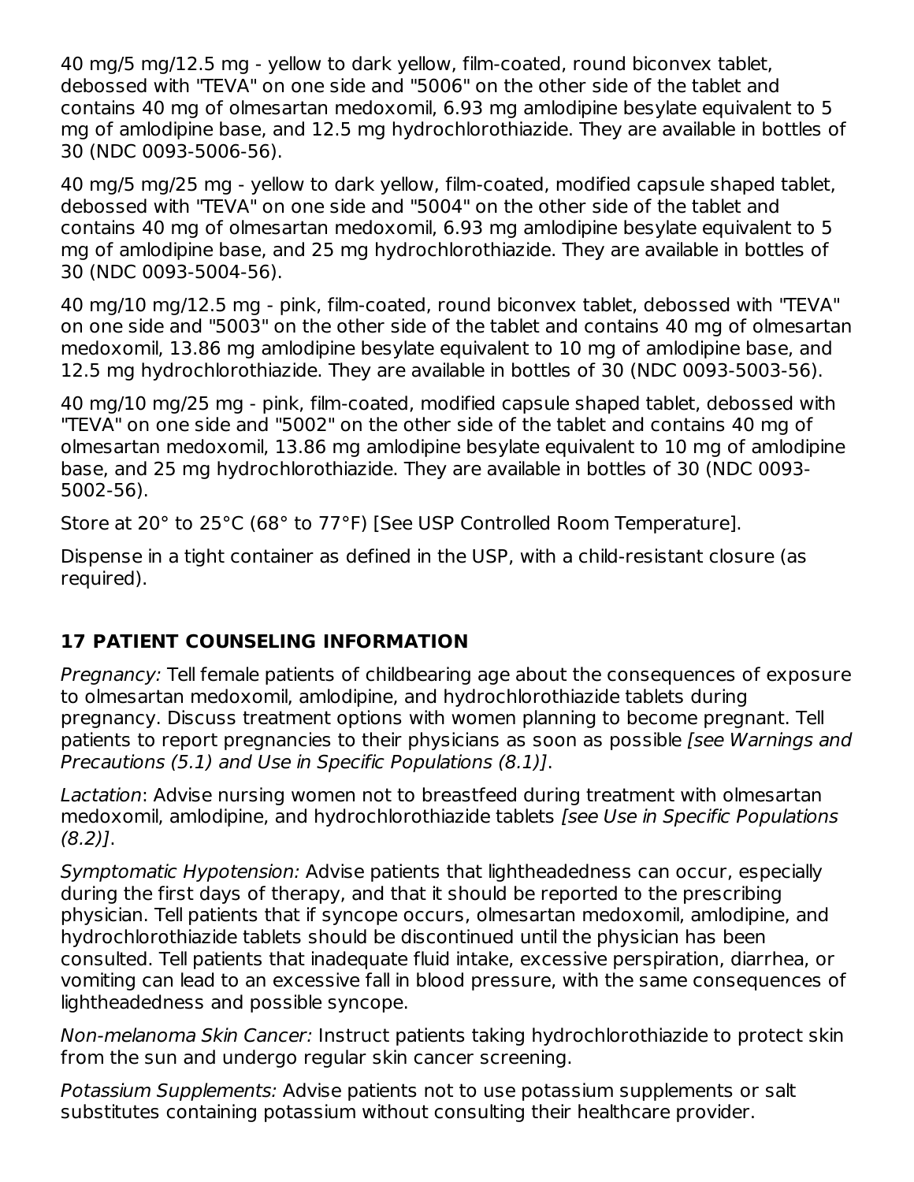40 mg/5 mg/12.5 mg - yellow to dark yellow, film-coated, round biconvex tablet, debossed with "TEVA" on one side and "5006" on the other side of the tablet and contains 40 mg of olmesartan medoxomil, 6.93 mg amlodipine besylate equivalent to 5 mg of amlodipine base, and 12.5 mg hydrochlorothiazide. They are available in bottles of 30 (NDC 0093-5006-56).

40 mg/5 mg/25 mg - yellow to dark yellow, film-coated, modified capsule shaped tablet, debossed with "TEVA" on one side and "5004" on the other side of the tablet and contains 40 mg of olmesartan medoxomil, 6.93 mg amlodipine besylate equivalent to 5 mg of amlodipine base, and 25 mg hydrochlorothiazide. They are available in bottles of 30 (NDC 0093-5004-56).

40 mg/10 mg/12.5 mg - pink, film-coated, round biconvex tablet, debossed with "TEVA" on one side and "5003" on the other side of the tablet and contains 40 mg of olmesartan medoxomil, 13.86 mg amlodipine besylate equivalent to 10 mg of amlodipine base, and 12.5 mg hydrochlorothiazide. They are available in bottles of 30 (NDC 0093-5003-56).

40 mg/10 mg/25 mg - pink, film-coated, modified capsule shaped tablet, debossed with "TEVA" on one side and "5002" on the other side of the tablet and contains 40 mg of olmesartan medoxomil, 13.86 mg amlodipine besylate equivalent to 10 mg of amlodipine base, and 25 mg hydrochlorothiazide. They are available in bottles of 30 (NDC 0093-5002-56).

Store at 20° to 25°C (68° to 77°F) [See USP Controlled Room Temperature].

Dispense in a tight container as defined in the USP, with a child-resistant closure (as required).

## 17 PATIENT COUNSELING INFORMATION

*Pregnancy:* Tell female patients of childbearing age about the consequences of exposure to olmesartan medoxomil, amlodipine, and hydrochlorothiazide tablets during pregnancy. Discuss treatment options with women planning to become pregnant. Tell patients to report pregnancies to their physicians as soon as possible *[see Warnings and Precautions (5.1) and Use in Specific Populations (8.1)]*.

*Lactation*: Advise nursing women not to breastfeed during treatment with olmesartan medoxomil, amlodipine, and hydrochlorothiazide tablets *[see Use in Specific Populations (8.2)]*.

*Symptomatic Hypotension:* Advise patients that lightheadedness can occur, especially during the first days of therapy, and that it should be reported to the prescribing physician. Tell patients that if syncope occurs, olmesartan medoxomil, amlodipine, and hydrochlorothiazide tablets should be discontinued until the physician has been consulted. Tell patients that inadequate fluid intake, excessive perspiration, diarrhea, or vomiting can lead to an excessive fall in blood pressure, with the same consequences of lightheadedness and possible syncope.

*Non-melanoma Skin Cancer:* Instruct patients taking hydrochlorothiazide to protect skin from the sun and undergo regular skin cancer screening.

*Potassium Supplements:* Advise patients not to use potassium supplements or salt substitutes containing potassium without consulting their healthcare provider.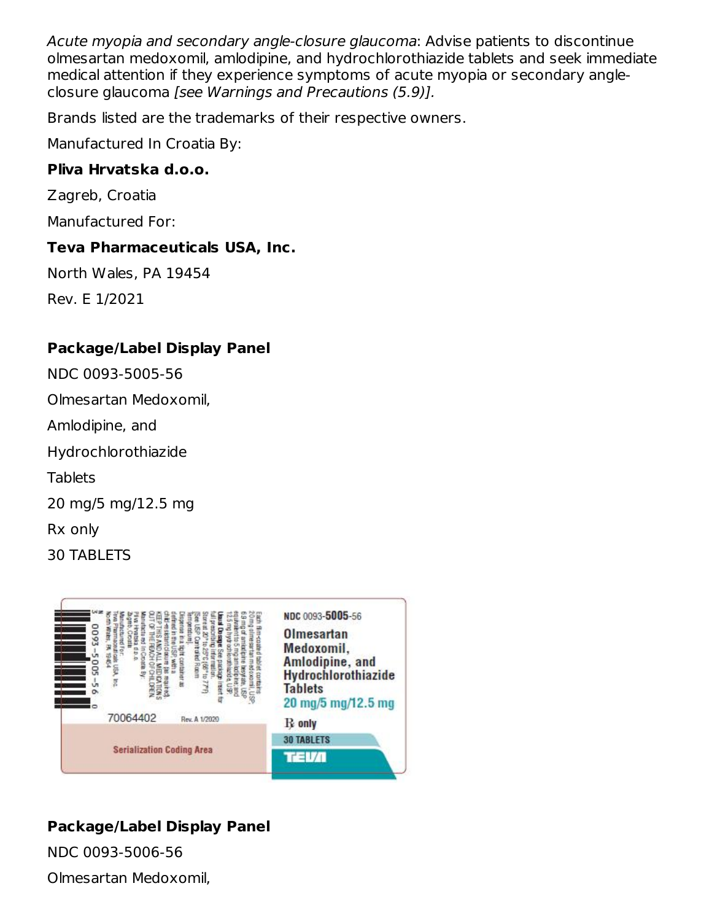*Acute myopia and secondary angle-closure glaucoma*: Advise patients to discontinue olmesartan medoxomil, amlodipine, and hydrochlorothiazide tablets and seek immediate medical attention if they experience symptoms of acute myopia or secondary angle-closure glaucoma *[see Warnings and Precautions (5.9)]*.

Brands listed are the trademarks of their respective owners.

Manufactured In Croatia By:

**Pliva Hrvatska d.o.o.**

Zagreb, Croatia

Manufactured For:

**Teva Pharmaceuticals USA, Inc.**

North Wales, PA 19454

Rev. E 1/2021

**Package/Label Display Panel**

NDC 0093-5005-56

Olmesartan Medoxomil,

Amlodipine, and

Hydrochlorothiazide

Tablets

20 mg/5 mg/12.5 mg

Rx only

30 TABLETS

NDC 0093-5005-56

Olmesartan Medoxomil, Amlodipine, and Hydrochlorothiazide Tablets

20 mg/5 mg/12.5 mg

Rx only

30 TABLETS

TEVA

Each film-coated tablet contains 20 mg olmesartan medoxomil, USP; 6.9 mg of amlodipine besylate, USP equivalent to 5 mg amlodipine; and 12.5 mg hydrochlorothiazide, USP.

**Usual Dosage**: See package insert for full prescribing information.

Store at 20° to 25°C (68° to 77°F) [See USP Controlled Room Temperature].

Dispense in a tight container as defined in the USP with a child-resistant closure (as required).

KEEP THIS AND ALL MEDICATIONS OUT OF THE REACH OF CHILDREN.

Manufactured In Croatia By: Pliva Hrvatska d.o.o. Zagreb, Croatia

Manufactured For: Teva Pharmaceuticals USA, Inc. North Wales, PA 19454

N 3 0093-5005-56 0

70064402

Rev. A 1/2020

Serialization Coding Area

**Package/Label Display Panel**

NDC 0093-5006-56

Olmesartan Medoxomil,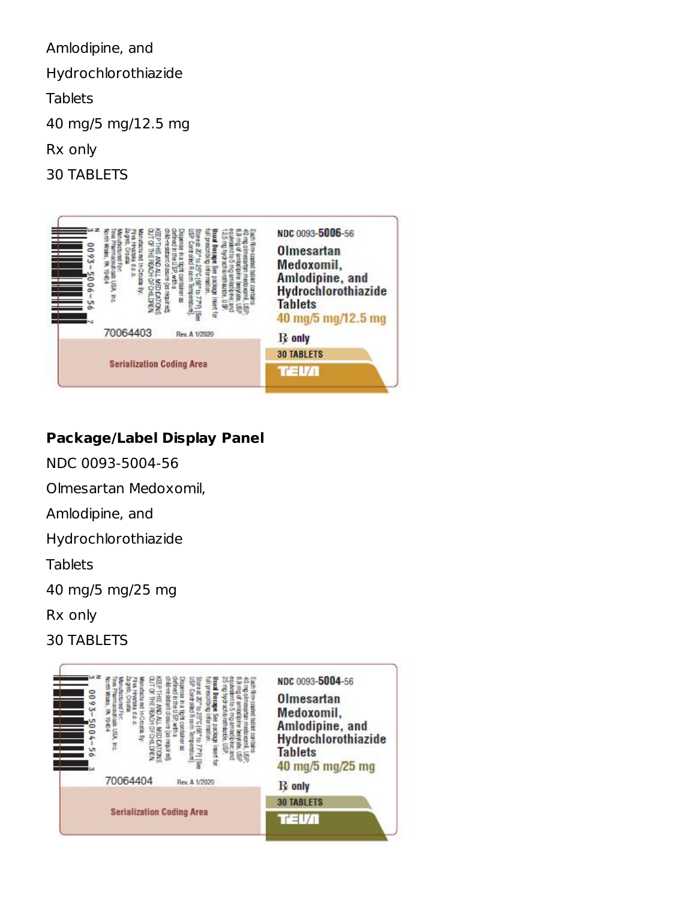Amlodipine, and

Hydrochlorothiazide

Tablets

40 mg/5 mg/12.5 mg

Rx only

30 TABLETS

**Package/Label Display Panel**

NDC 0093-5004-56

Olmesartan Medoxomil,

Amlodipine, and

Hydrochlorothiazide

Tablets

40 mg/5 mg/25 mg

Rx only

30 TABLETS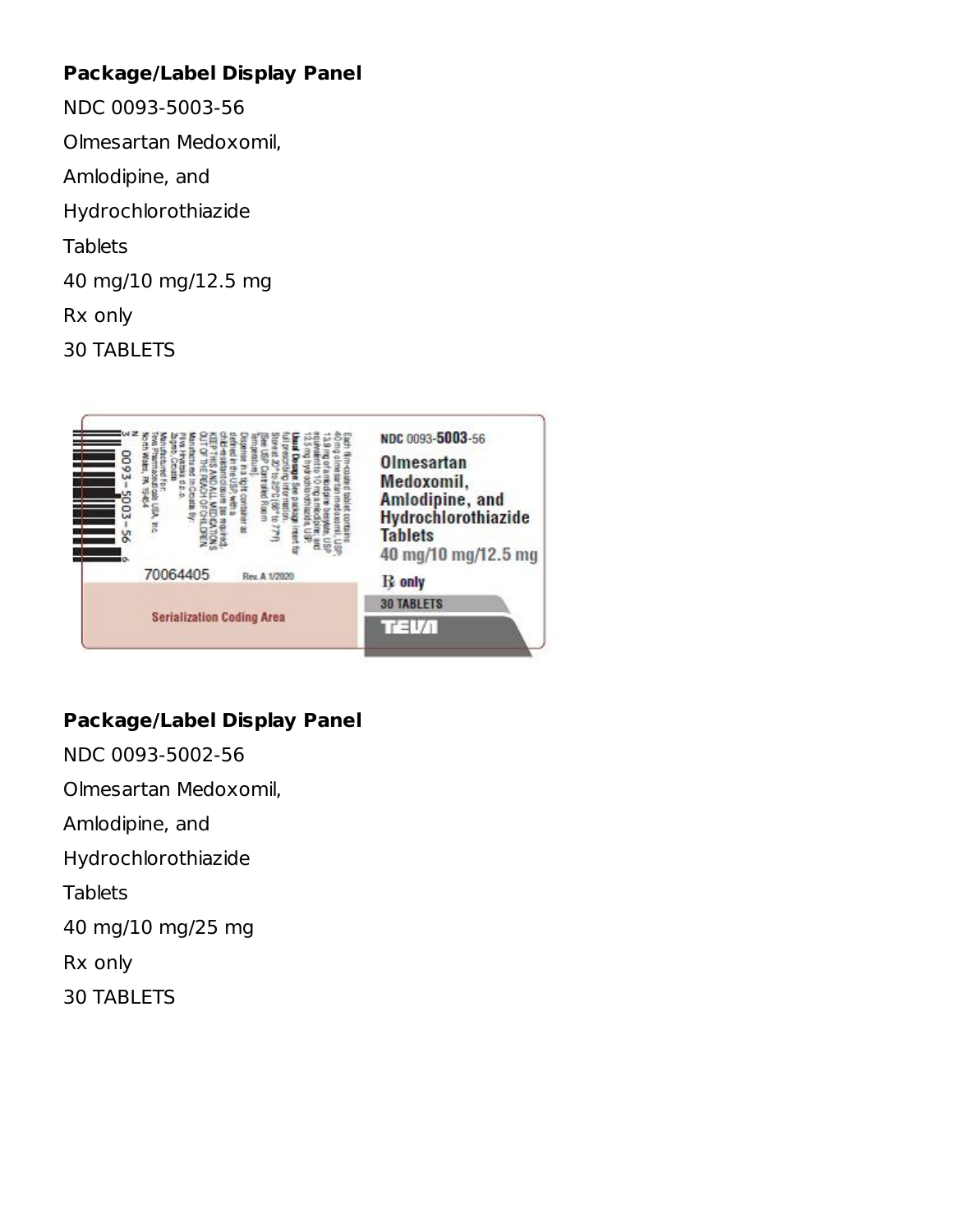**Package/Label Display Panel**

NDC 0093-5003-56

Olmesartan Medoxomil,

Amlodipine, and

Hydrochlorothiazide

Tablets

40 mg/10 mg/12.5 mg

Rx only

30 TABLETS

NDC 0093-**5003**-56

**Olmesartan Medoxomil, Amlodipine, and Hydrochlorothiazide Tablets**

**40 mg/10 mg/12.5 mg**

℞ only

30 TABLETS

TEVA

Each film-coated tablet contains 40 mg olmesartan medoxomil, USP; 13.9 mg of amlodipine besylate, USP, equivalent to 10 mg amlodipine; and 12.5 mg hydrochlorothiazide, USP.

**Usual Dosage:** See package insert for full prescribing information.

Store at 20° to 25°C (68° to 77°F) [See USP Controlled Room Temperature].

Dispense in a tight container as defined in the USP, with a child-resistant closure (as required).

KEEP THIS AND ALL MEDICATIONS OUT OF THE REACH OF CHILDREN.

Manufactured In Croatia By: Pliva Hrvatska d.o.o. Zagreb, Croatia

Manufactured For: Teva Pharmaceuticals USA, Inc. North Wales, PA 19454

N 3 0093-5003-56 6

70064405 Rev. A 1/2020

Serialization Coding Area

**Package/Label Display Panel**

NDC 0093-5002-56

Olmesartan Medoxomil,

Amlodipine, and

Hydrochlorothiazide

Tablets

40 mg/10 mg/25 mg

Rx only

30 TABLETS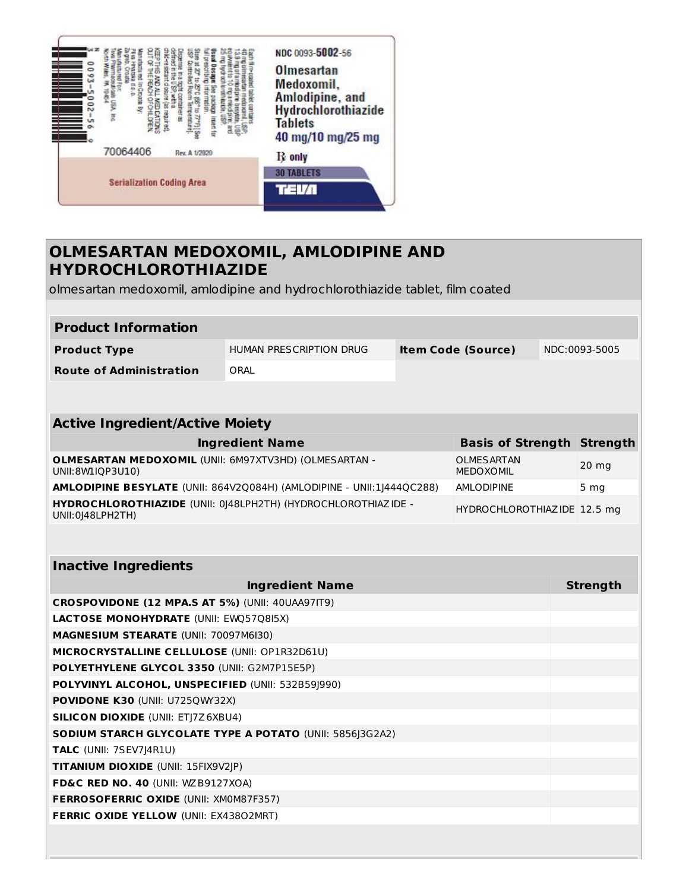NDC 0093-5002-56

Olmesartan Medoxomil, Amlodipine, and Hydrochlorothiazide Tablets

40 mg/10 mg/25 mg

℞ only

30 TABLETS

TEVA

Each film-coated tablet contains 40 mg olmesartan medoxomil, USP; 13.9 mg of amlodipine besylate, USP equivalent to 10 mg amlodipine; and 25 mg hydrochlorothiazide, USP.

**Usual Dosage:** See package insert for full prescribing information.

Store at 20° to 25°C (68° to 77°F) [See USP Controlled Room Temperature].

Dispense in a tight container as defined in the USP, with a child-resistant closure (as required).

KEEP THIS AND ALL MEDICATIONS OUT OF THE REACH OF CHILDREN.

Manufactured in Croatia By: Pliva Hrvatska d.o.o. Zagreb, Croatia

Manufactured For: Teva Pharmaceuticals USA, Inc. North Wales, PA 19454

N 3 0093-5002-56 9

70064406 Rev. A 1/2020

Serialization Coding Area

# OLMESARTAN MEDOXOMIL, AMLODIPINE AND HYDROCHLOROTHIAZIDE

olmesartan medoxomil, amlodipine and hydrochlorothiazide tablet, film coated

| Product Information | | | |
|---|---|---|---|
| **Product Type** | HUMAN PRESCRIPTION DRUG | **Item Code (Source)** | NDC:0093-5005 |
| **Route of Administration** | ORAL | | |

| Active Ingredient/Active Moiety | | |
|---|---|---|
| **Ingredient Name** | **Basis of Strength** | **Strength** |
| **OLMESARTAN MEDOXOMIL** (UNII: 6M97XTV3HD) (OLMESARTAN - UNII:8W1IQP3U10) | OLMESARTAN MEDOXOMIL | 20 mg |
| **AMLODIPINE BESYLATE** (UNII: 864V2Q084H) (AMLODIPINE - UNII:1J444QC288) | AMLODIPINE | 5 mg |
| **HYDROCHLOROTHIAZIDE** (UNII: 0J48LPH2TH) (HYDROCHLOROTHIAZIDE - UNII:0J48LPH2TH) | HYDROCHLOROTHIAZIDE | 12.5 mg |

| Inactive Ingredients | |
|---|---|
| **Ingredient Name** | **Strength** |
| **CROSPOVIDONE (12 MPA.S AT 5%)** (UNII: 40UAA97IT9) | |
| **LACTOSE MONOHYDRATE** (UNII: EWQ57Q8I5X) | |
| **MAGNESIUM STEARATE** (UNII: 70097M6I30) | |
| **MICROCRYSTALLINE CELLULOSE** (UNII: OP1R32D61U) | |
| **POLYETHYLENE GLYCOL 3350** (UNII: G2M7P15E5P) | |
| **POLYVINYL ALCOHOL, UNSPECIFIED** (UNII: 532B59J990) | |
| **POVIDONE K30** (UNII: U725QWY32X) | |
| **SILICON DIOXIDE** (UNII: ETJ7Z6XBU4) | |
| **SODIUM STARCH GLYCOLATE TYPE A POTATO** (UNII: 5856J3G2A2) | |
| **TALC** (UNII: 7SEV7J4R1U) | |
| **TITANIUM DIOXIDE** (UNII: 15FIX9V2JP) | |
| **FD&C RED NO. 40** (UNII: WZB9127XOA) | |
| **FERROSOFERRIC OXIDE** (UNII: XM0M87F357) | |
| **FERRIC OXIDE YELLOW** (UNII: EX438O2MRT) | |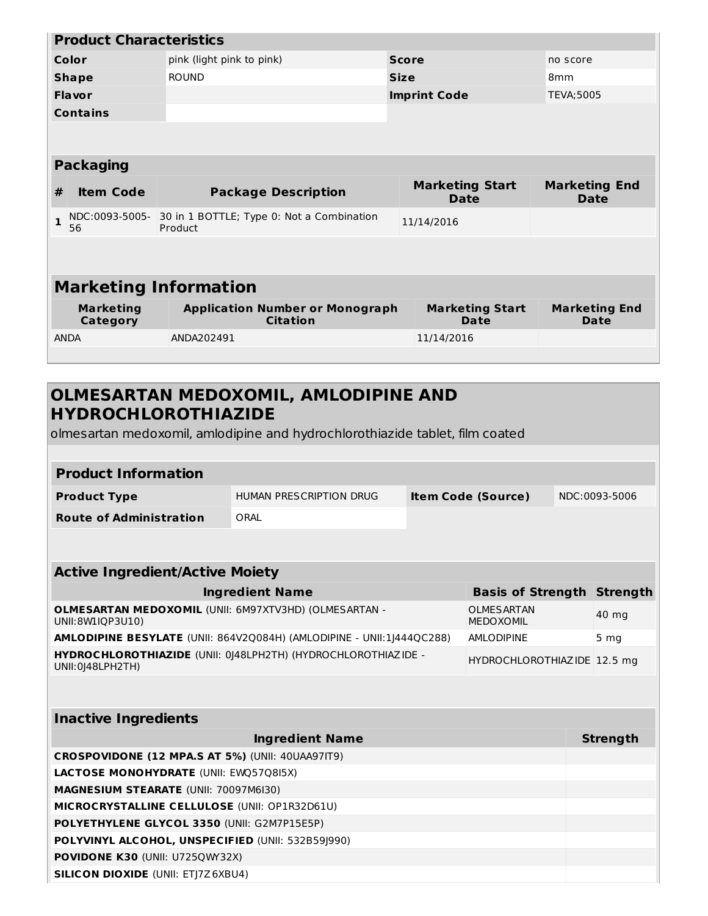| **Product Characteristics** | | | |
|---|---|---|---|
| **Color** | pink (light pink to pink) | **Score** | no score |
| **Shape** | ROUND | **Size** | 8mm |
| **Flavor** | | **Imprint Code** | TEVA;5005 |
| **Contains** | | | |

| **Packaging** | | | | |
|---|---|---|---|---|
| **#** | **Item Code** | **Package Description** | **Marketing Start Date** | **Marketing End Date** |
| **1** | NDC:0093-5005-56 | 30 in 1 BOTTLE; Type 0: Not a Combination Product | 11/14/2016 | |

| **Marketing Information** | | | |
|---|---|---|---|
| **Marketing Category** | **Application Number or Monograph Citation** | **Marketing Start Date** | **Marketing End Date** |
| ANDA | ANDA202491 | 11/14/2016 | |

## OLMESARTAN MEDOXOMIL, AMLODIPINE AND HYDROCHLOROTHIAZIDE

olmesartan medoxomil, amlodipine and hydrochlorothiazide tablet, film coated

| **Product Information** | | | |
|---|---|---|---|
| **Product Type** | HUMAN PRESCRIPTION DRUG | **Item Code (Source)** | NDC:0093-5006 |
| **Route of Administration** | ORAL | | |

| **Active Ingredient/Active Moiety** | | |
|---|---|---|
| **Ingredient Name** | **Basis of Strength** | **Strength** |
| **OLMESARTAN MEDOXOMIL** (UNII: 6M97XTV3HD) (OLMESARTAN - UNII:8W1IQP3U10) | OLMESARTAN MEDOXOMIL | 40 mg |
| **AMLODIPINE BESYLATE** (UNII: 864V2Q084H) (AMLODIPINE - UNII:1J444QC288) | AMLODIPINE | 5 mg |
| **HYDROCHLOROTHIAZIDE** (UNII: 0J48LPH2TH) (HYDROCHLOROTHIAZIDE - UNII:0J48LPH2TH) | HYDROCHLOROTHIAZIDE | 12.5 mg |

| **Inactive Ingredients** | |
|---|---|
| **Ingredient Name** | **Strength** |
| **CROSPOVIDONE (12 MPA.S AT 5%)** (UNII: 40UAA97IT9) | |
| **LACTOSE MONOHYDRATE** (UNII: EWQ57Q8I5X) | |
| **MAGNESIUM STEARATE** (UNII: 70097M6I30) | |
| **MICROCRYSTALLINE CELLULOSE** (UNII: OP1R32D61U) | |
| **POLYETHYLENE GLYCOL 3350** (UNII: G2M7P15E5P) | |
| **POLYVINYL ALCOHOL, UNSPECIFIED** (UNII: 532B59J990) | |
| **POVIDONE K30** (UNII: U725QWY32X) | |
| **SILICON DIOXIDE** (UNII: ETJ7Z6XBU4) | |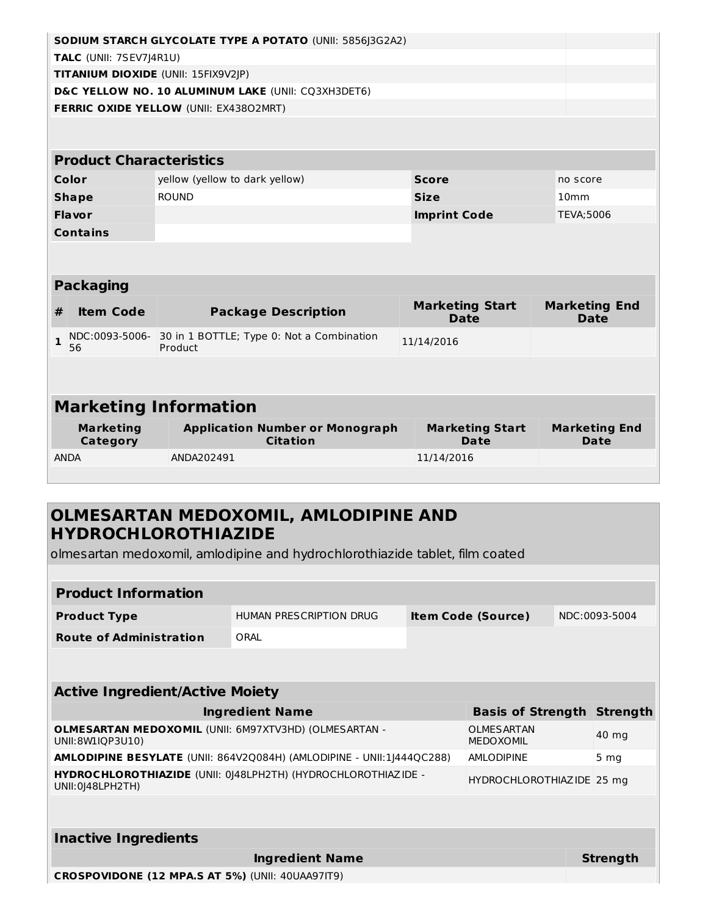| | |
|---|---|
| **SODIUM STARCH GLYCOLATE TYPE A POTATO** (UNII: 5856J3G2A2) | |
| **TALC** (UNII: 7SEV7J4R1U) | |
| **TITANIUM DIOXIDE** (UNII: 15FIX9V2JP) | |
| **D&C YELLOW NO. 10 ALUMINUM LAKE** (UNII: CQ3XH3DET6) | |
| **FERRIC OXIDE YELLOW** (UNII: EX438O2MRT) | |

| Product Characteristics | | | |
|---|---|---|---|
| **Color** | yellow (yellow to dark yellow) | **Score** | no score |
| **Shape** | ROUND | **Size** | 10mm |
| **Flavor** | | **Imprint Code** | TEVA;5006 |
| **Contains** | | | |

| Packaging | | | | |
|---|---|---|---|---|
| **#** | **Item Code** | **Package Description** | **Marketing Start Date** | **Marketing End Date** |
| **1** | NDC:0093-5006-56 | 30 in 1 BOTTLE; Type 0: Not a Combination Product | 11/14/2016 | |

| Marketing Information | | | |
|---|---|---|---|
| **Marketing Category** | **Application Number or Monograph Citation** | **Marketing Start Date** | **Marketing End Date** |
| ANDA | ANDA202491 | 11/14/2016 | |

## OLMESARTAN MEDOXOMIL, AMLODIPINE AND HYDROCHLOROTHIAZIDE

olmesartan medoxomil, amlodipine and hydrochlorothiazide tablet, film coated

| Product Information | | | |
|---|---|---|---|
| **Product Type** | HUMAN PRESCRIPTION DRUG | **Item Code (Source)** | NDC:0093-5004 |
| **Route of Administration** | ORAL | | |

| Active Ingredient/Active Moiety | | |
|---|---|---|
| **Ingredient Name** | **Basis of Strength** | **Strength** |
| **OLMESARTAN MEDOXOMIL** (UNII: 6M97XTV3HD) (OLMESARTAN - UNII:8W1IQP3U10) | OLMESARTAN MEDOXOMIL | 40 mg |
| **AMLODIPINE BESYLATE** (UNII: 864V2Q084H) (AMLODIPINE - UNII:1J444QC288) | AMLODIPINE | 5 mg |
| **HYDROCHLOROTHIAZIDE** (UNII: 0J48LPH2TH) (HYDROCHLOROTHIAZIDE - UNII:0J48LPH2TH) | HYDROCHLOROTHIAZIDE | 25 mg |

| Inactive Ingredients | |
|---|---|
| **Ingredient Name** | **Strength** |
| **CROSPOVIDONE (12 MPA.S AT 5%)** (UNII: 40UAA97IT9) | |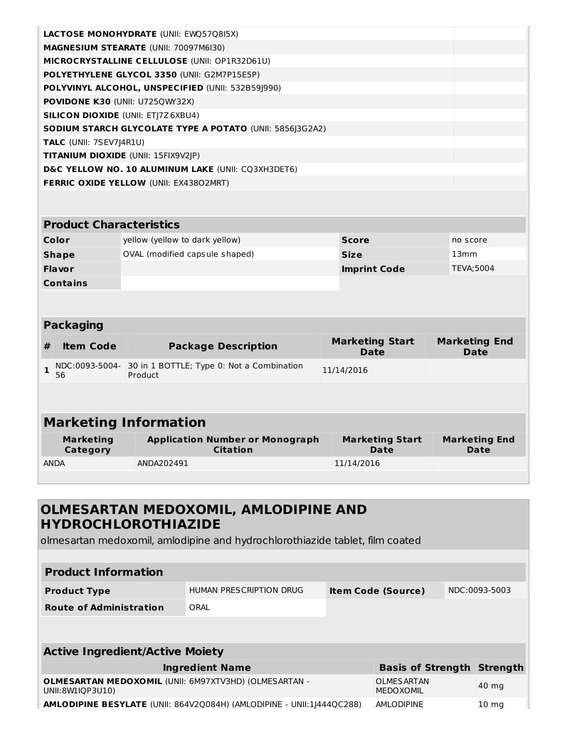| | |
|---|---|
| **LACTOSE MONOHYDRATE** (UNII: EWQ57Q8I5X) | |
| **MAGNESIUM STEARATE** (UNII: 70097M6I30) | |
| **MICROCRYSTALLINE CELLULOSE** (UNII: OP1R32D61U) | |
| **POLYETHYLENE GLYCOL 3350** (UNII: G2M7P15E5P) | |
| **POLYVINYL ALCOHOL, UNSPECIFIED** (UNII: 532B59J990) | |
| **POVIDONE K30** (UNII: U725QWY32X) | |
| **SILICON DIOXIDE** (UNII: ETJ7Z6XBU4) | |
| **SODIUM STARCH GLYCOLATE TYPE A POTATO** (UNII: 5856J3G2A2) | |
| **TALC** (UNII: 7SEV7J4R1U) | |
| **TITANIUM DIOXIDE** (UNII: 15FIX9V2JP) | |
| **D&C YELLOW NO. 10 ALUMINUM LAKE** (UNII: CQ3XH3DET6) | |
| **FERRIC OXIDE YELLOW** (UNII: EX438O2MRT) | |

| **Product Characteristics** | | | |
|---|---|---|---|
| **Color** | yellow (yellow to dark yellow) | **Score** | no score |
| **Shape** | OVAL (modified capsule shaped) | **Size** | 13mm |
| **Flavor** | | **Imprint Code** | TEVA;5004 |
| **Contains** | | | |

| **Packaging** | | | | |
|---|---|---|---|---|
| **#** | **Item Code** | **Package Description** | **Marketing Start Date** | **Marketing End Date** |
| 1 | NDC:0093-5004-56 | 30 in 1 BOTTLE; Type 0: Not a Combination Product | 11/14/2016 | |

| **Marketing Information** | | | |
|---|---|---|---|
| **Marketing Category** | **Application Number or Monograph Citation** | **Marketing Start Date** | **Marketing End Date** |
| ANDA | ANDA202491 | 11/14/2016 | |

## OLMESARTAN MEDOXOMIL, AMLODIPINE AND HYDROCHLOROTHIAZIDE

olmesartan medoxomil, amlodipine and hydrochlorothiazide tablet, film coated

| **Product Information** | | | |
|---|---|---|---|
| **Product Type** | HUMAN PRESCRIPTION DRUG | **Item Code (Source)** | NDC:0093-5003 |
| **Route of Administration** | ORAL | | |

| **Active Ingredient/Active Moiety** | | |
|---|---|---|
| **Ingredient Name** | **Basis of Strength** | **Strength** |
| **OLMESARTAN MEDOXOMIL** (UNII: 6M97XTV3HD) (OLMESARTAN - UNII:8W1IQP3U10) | OLMESARTAN MEDOXOMIL | 40 mg |
| **AMLODIPINE BESYLATE** (UNII: 864V2Q084H) (AMLODIPINE - UNII:1J444QC288) | AMLODIPINE | 10 mg |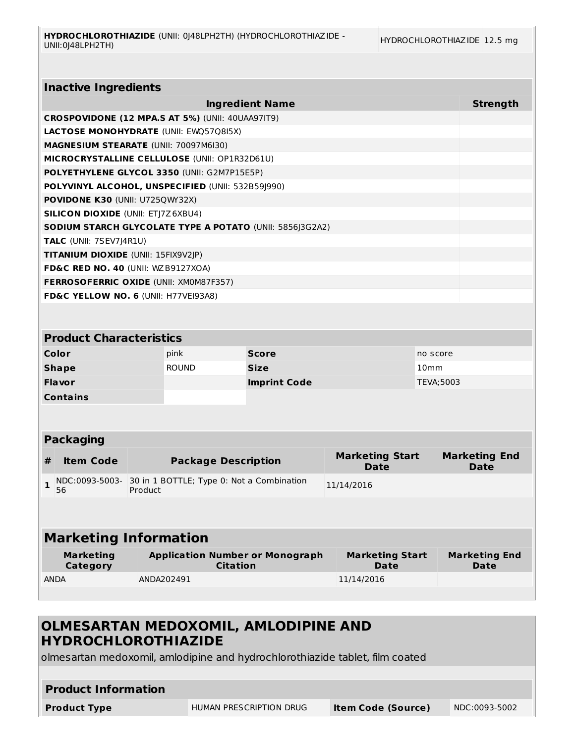| | | |
|---|---|---|
| **HYDROCHLOROTHIAZIDE** (UNII: 0J48LPH2TH) (HYDROCHLOROTHIAZIDE - UNII:0J48LPH2TH) | HYDROCHLOROTHIAZIDE | 12.5 mg |

| Inactive Ingredients | |
|---|---|
| **Ingredient Name** | **Strength** |
| **CROSPOVIDONE (12 MPA.S AT 5%)** (UNII: 40UAA97IT9) | |
| **LACTOSE MONOHYDRATE** (UNII: EWQ57Q8I5X) | |
| **MAGNESIUM STEARATE** (UNII: 70097M6I30) | |
| **MICROCRYSTALLINE CELLULOSE** (UNII: OP1R32D61U) | |
| **POLYETHYLENE GLYCOL 3350** (UNII: G2M7P15E5P) | |
| **POLYVINYL ALCOHOL, UNSPECIFIED** (UNII: 532B59J990) | |
| **POVIDONE K30** (UNII: U725QWY32X) | |
| **SILICON DIOXIDE** (UNII: ETJ7Z6XBU4) | |
| **SODIUM STARCH GLYCOLATE TYPE A POTATO** (UNII: 5856J3G2A2) | |
| **TALC** (UNII: 7SEV7J4R1U) | |
| **TITANIUM DIOXIDE** (UNII: 15FIX9V2JP) | |
| **FD&C RED NO. 40** (UNII: WZB9127XOA) | |
| **FERROSOFERRIC OXIDE** (UNII: XM0M87F357) | |
| **FD&C YELLOW NO. 6** (UNII: H77VEI93A8) | |

| Product Characteristics | | | |
|---|---|---|---|
| **Color** | pink | **Score** | no score |
| **Shape** | ROUND | **Size** | 10mm |
| **Flavor** | | **Imprint Code** | TEVA;5003 |
| **Contains** | | | |

| Packaging | | | | |
|---|---|---|---|---|
| **#** | **Item Code** | **Package Description** | **Marketing Start Date** | **Marketing End Date** |
| 1 | NDC:0093-5003-56 | 30 in 1 BOTTLE; Type 0: Not a Combination Product | 11/14/2016 | |

| Marketing Information | | | |
|---|---|---|---|
| **Marketing Category** | **Application Number or Monograph Citation** | **Marketing Start Date** | **Marketing End Date** |
| ANDA | ANDA202491 | 11/14/2016 | |

## OLMESARTAN MEDOXOMIL, AMLODIPINE AND HYDROCHLOROTHIAZIDE

olmesartan medoxomil, amlodipine and hydrochlorothiazide tablet, film coated

| Product Information | | | |
|---|---|---|---|
| **Product Type** | HUMAN PRESCRIPTION DRUG | **Item Code (Source)** | NDC:0093-5002 |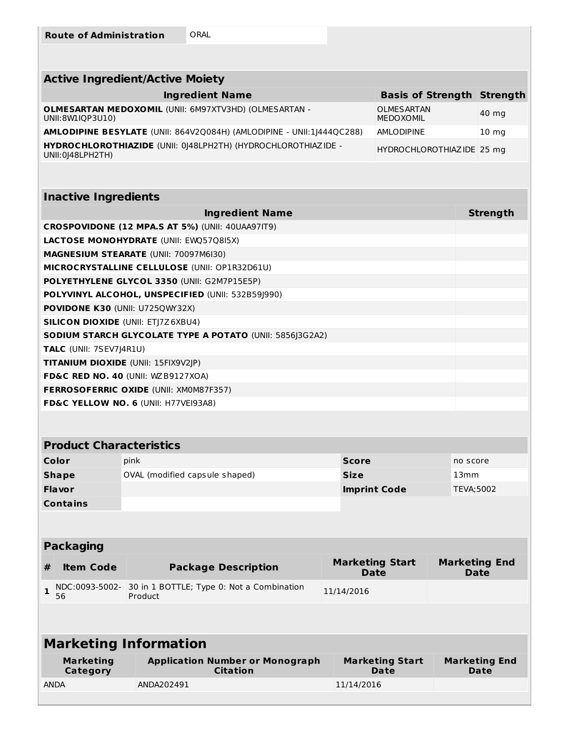| Route of Administration | ORAL |
| --- | --- |

| Active Ingredient/Active Moiety | | |
| --- | --- | --- |
| **Ingredient Name** | **Basis of Strength** | **Strength** |
| **OLMESARTAN MEDOXOMIL** (UNII: 6M97XTV3HD) (OLMESARTAN - UNII:8W1IQP3U10) | OLMESARTAN MEDOXOMIL | 40 mg |
| **AMLODIPINE BESYLATE** (UNII: 864V2Q084H) (AMLODIPINE - UNII:1J444QC288) | AMLODIPINE | 10 mg |
| **HYDROCHLOROTHIAZIDE** (UNII: 0J48LPH2TH) (HYDROCHLOROTHIAZIDE - UNII:0J48LPH2TH) | HYDROCHLOROTHIAZIDE | 25 mg |

| Inactive Ingredients | |
| --- | --- |
| **Ingredient Name** | **Strength** |
| **CROSPOVIDONE (12 MPA.S AT 5%)** (UNII: 40UAA97IT9) | |
| **LACTOSE MONOHYDRATE** (UNII: EWQ57Q8I5X) | |
| **MAGNESIUM STEARATE** (UNII: 70097M6I30) | |
| **MICROCRYSTALLINE CELLULOSE** (UNII: OP1R32D61U) | |
| **POLYETHYLENE GLYCOL 3350** (UNII: G2M7P15E5P) | |
| **POLYVINYL ALCOHOL, UNSPECIFIED** (UNII: 532B59J990) | |
| **POVIDONE K30** (UNII: U725QWY32X) | |
| **SILICON DIOXIDE** (UNII: ETJ7Z6XBU4) | |
| **SODIUM STARCH GLYCOLATE TYPE A POTATO** (UNII: 5856J3G2A2) | |
| **TALC** (UNII: 7SEV7J4R1U) | |
| **TITANIUM DIOXIDE** (UNII: 15FIX9V2JP) | |
| **FD&C RED NO. 40** (UNII: WZB9127XOA) | |
| **FERROSOFERRIC OXIDE** (UNII: XM0M87F357) | |
| **FD&C YELLOW NO. 6** (UNII: H77VEI93A8) | |

| Product Characteristics | | | |
| --- | --- | --- | --- |
| **Color** | pink | **Score** | no score |
| **Shape** | OVAL (modified capsule shaped) | **Size** | 13mm |
| **Flavor** | | **Imprint Code** | TEVA;5002 |
| **Contains** | | | |

| Packaging | | | | |
| --- | --- | --- | --- | --- |
| **#** | **Item Code** | **Package Description** | **Marketing Start Date** | **Marketing End Date** |
| **1** | NDC:0093-5002-56 | 30 in 1 BOTTLE; Type 0: Not a Combination Product | 11/14/2016 | |

## Marketing Information

| Marketing Category | Application Number or Monograph Citation | Marketing Start Date | Marketing End Date |
| --- | --- | --- | --- |
| ANDA | ANDA202491 | 11/14/2016 | |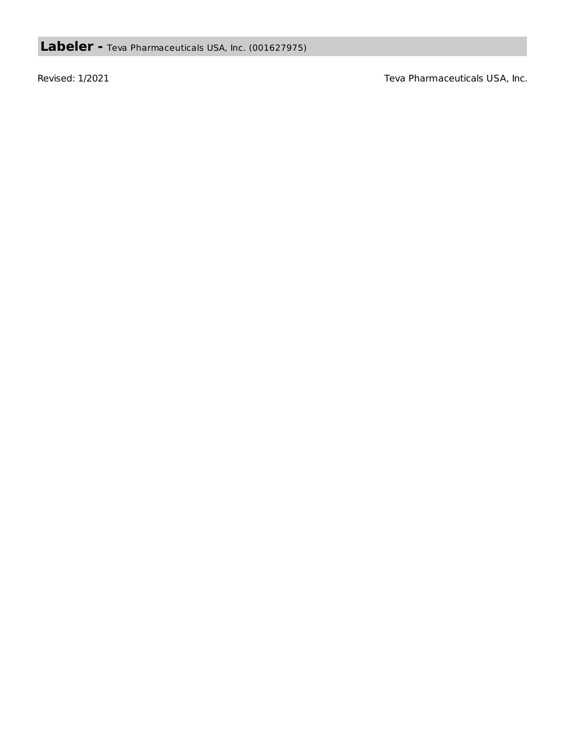**Labeler -** Teva Pharmaceuticals USA, Inc. (001627975)

Revised: 1/2021 Teva Pharmaceuticals USA, Inc.